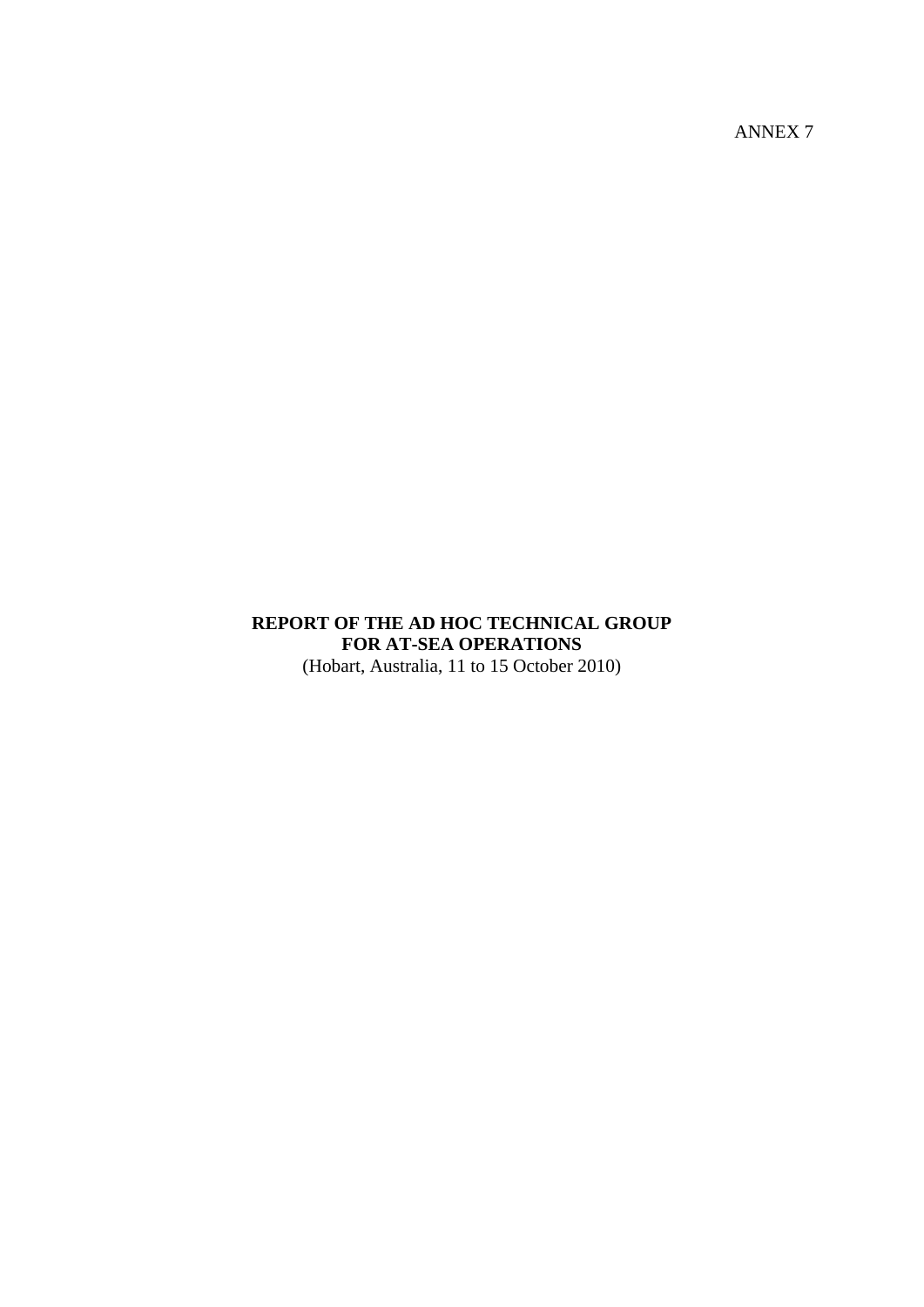ANNEX 7

# REPORT OF THE AD HOC TECHNICAL GROUP FOR AT-SEA OPERATIONS

(Hobart, Australia, 11 to 15 October 2010)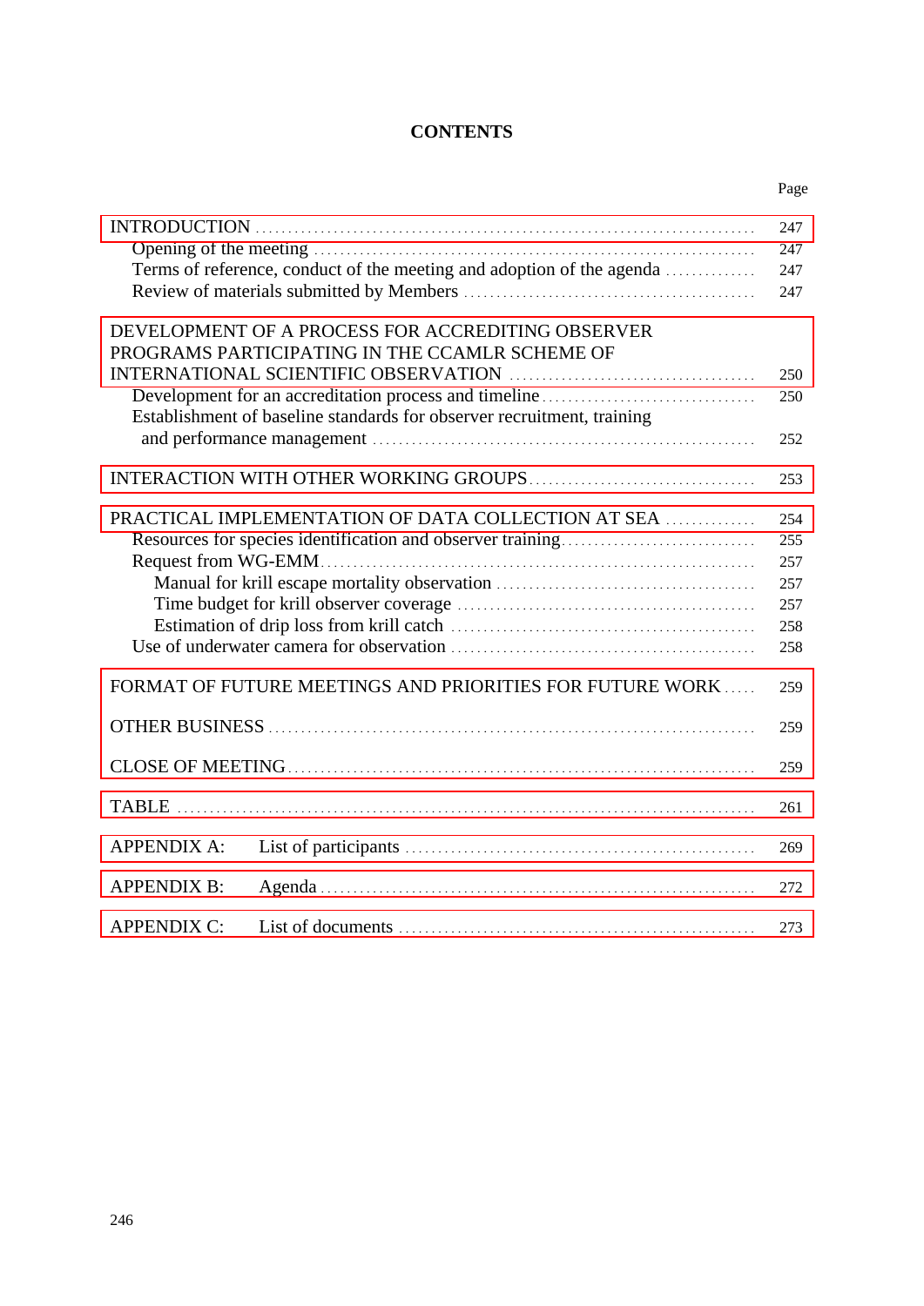# CONTENTS

| | Page |
|---|---|
| INTRODUCTION | 247 |
| Opening of the meeting | 247 |
| Terms of reference, conduct of the meeting and adoption of the agenda | 247 |
| Review of materials submitted by Members | 247 |
| DEVELOPMENT OF A PROCESS FOR ACCREDITING OBSERVER PROGRAMS PARTICIPATING IN THE CCAMLR SCHEME OF INTERNATIONAL SCIENTIFIC OBSERVATION | 250 |
| Development for an accreditation process and timeline | 250 |
| Establishment of baseline standards for observer recruitment, training and performance management | 252 |
| INTERACTION WITH OTHER WORKING GROUPS | 253 |
| PRACTICAL IMPLEMENTATION OF DATA COLLECTION AT SEA | 254 |
| Resources for species identification and observer training | 255 |
| Request from WG-EMM | 257 |
| Manual for krill escape mortality observation | 257 |
| Time budget for krill observer coverage | 257 |
| Estimation of drip loss from krill catch | 258 |
| Use of underwater camera for observation | 258 |
| FORMAT OF FUTURE MEETINGS AND PRIORITIES FOR FUTURE WORK | 259 |
| OTHER BUSINESS | 259 |
| CLOSE OF MEETING | 259 |
| TABLE | 261 |
| APPENDIX A: List of participants | 269 |
| APPENDIX B: Agenda | 272 |
| APPENDIX C: List of documents | 273 |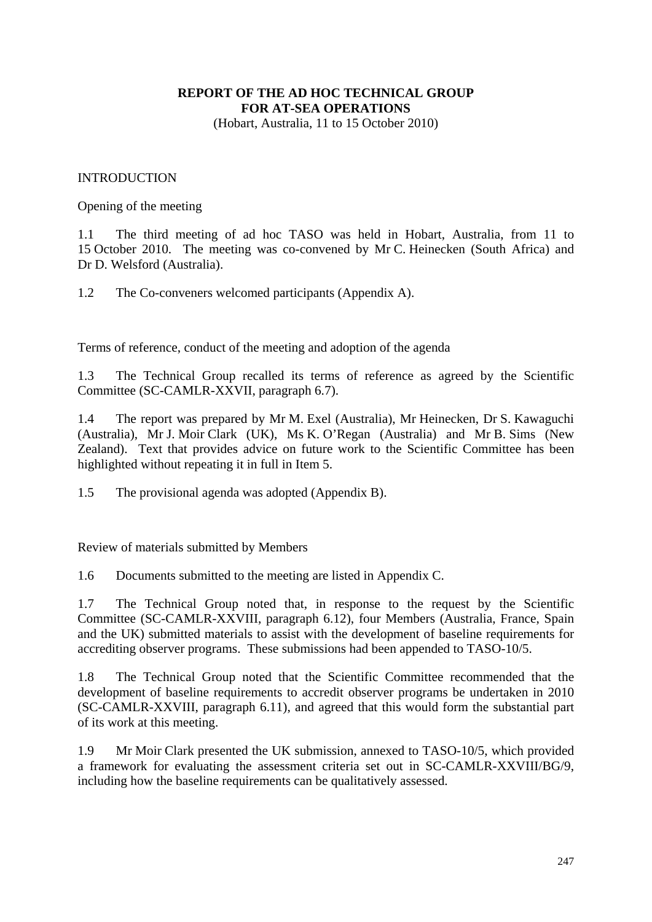# REPORT OF THE AD HOC TECHNICAL GROUP FOR AT-SEA OPERATIONS

(Hobart, Australia, 11 to 15 October 2010)

## INTRODUCTION

### Opening of the meeting

1.1 The third meeting of ad hoc TASO was held in Hobart, Australia, from 11 to 15 October 2010. The meeting was co-convened by Mr C. Heinecken (South Africa) and Dr D. Welsford (Australia).

1.2 The Co-conveners welcomed participants (Appendix A).

### Terms of reference, conduct of the meeting and adoption of the agenda

1.3 The Technical Group recalled its terms of reference as agreed by the Scientific Committee (SC-CAMLR-XXVII, paragraph 6.7).

1.4 The report was prepared by Mr M. Exel (Australia), Mr Heinecken, Dr S. Kawaguchi (Australia), Mr J. Moir Clark (UK), Ms K. O'Regan (Australia) and Mr B. Sims (New Zealand). Text that provides advice on future work to the Scientific Committee has been highlighted without repeating it in full in Item 5.

1.5 The provisional agenda was adopted (Appendix B).

### Review of materials submitted by Members

1.6 Documents submitted to the meeting are listed in Appendix C.

1.7 The Technical Group noted that, in response to the request by the Scientific Committee (SC-CAMLR-XXVIII, paragraph 6.12), four Members (Australia, France, Spain and the UK) submitted materials to assist with the development of baseline requirements for accrediting observer programs. These submissions had been appended to TASO-10/5.

1.8 The Technical Group noted that the Scientific Committee recommended that the development of baseline requirements to accredit observer programs be undertaken in 2010 (SC-CAMLR-XXVIII, paragraph 6.11), and agreed that this would form the substantial part of its work at this meeting.

1.9 Mr Moir Clark presented the UK submission, annexed to TASO-10/5, which provided a framework for evaluating the assessment criteria set out in SC-CAMLR-XXVIII/BG/9, including how the baseline requirements can be qualitatively assessed.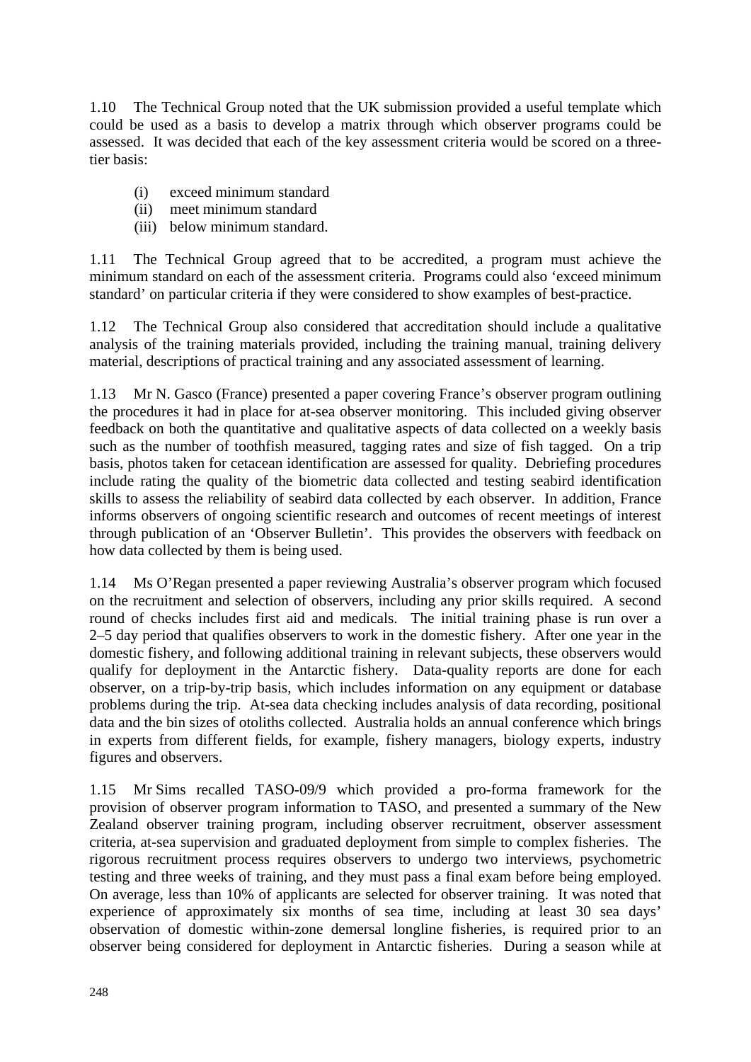1.10 The Technical Group noted that the UK submission provided a useful template which could be used as a basis to develop a matrix through which observer programs could be assessed. It was decided that each of the key assessment criteria would be scored on a three-tier basis:

(i) exceed minimum standard
(ii) meet minimum standard
(iii) below minimum standard.

1.11 The Technical Group agreed that to be accredited, a program must achieve the minimum standard on each of the assessment criteria. Programs could also 'exceed minimum standard' on particular criteria if they were considered to show examples of best-practice.

1.12 The Technical Group also considered that accreditation should include a qualitative analysis of the training materials provided, including the training manual, training delivery material, descriptions of practical training and any associated assessment of learning.

1.13 Mr N. Gasco (France) presented a paper covering France's observer program outlining the procedures it had in place for at-sea observer monitoring. This included giving observer feedback on both the quantitative and qualitative aspects of data collected on a weekly basis such as the number of toothfish measured, tagging rates and size of fish tagged. On a trip basis, photos taken for cetacean identification are assessed for quality. Debriefing procedures include rating the quality of the biometric data collected and testing seabird identification skills to assess the reliability of seabird data collected by each observer. In addition, France informs observers of ongoing scientific research and outcomes of recent meetings of interest through publication of an 'Observer Bulletin'. This provides the observers with feedback on how data collected by them is being used.

1.14 Ms O'Regan presented a paper reviewing Australia's observer program which focused on the recruitment and selection of observers, including any prior skills required. A second round of checks includes first aid and medicals. The initial training phase is run over a 2–5 day period that qualifies observers to work in the domestic fishery. After one year in the domestic fishery, and following additional training in relevant subjects, these observers would qualify for deployment in the Antarctic fishery. Data-quality reports are done for each observer, on a trip-by-trip basis, which includes information on any equipment or database problems during the trip. At-sea data checking includes analysis of data recording, positional data and the bin sizes of otoliths collected. Australia holds an annual conference which brings in experts from different fields, for example, fishery managers, biology experts, industry figures and observers.

1.15 Mr Sims recalled TASO-09/9 which provided a pro-forma framework for the provision of observer program information to TASO, and presented a summary of the New Zealand observer training program, including observer recruitment, observer assessment criteria, at-sea supervision and graduated deployment from simple to complex fisheries. The rigorous recruitment process requires observers to undergo two interviews, psychometric testing and three weeks of training, and they must pass a final exam before being employed. On average, less than 10% of applicants are selected for observer training. It was noted that experience of approximately six months of sea time, including at least 30 sea days' observation of domestic within-zone demersal longline fisheries, is required prior to an observer being considered for deployment in Antarctic fisheries. During a season while at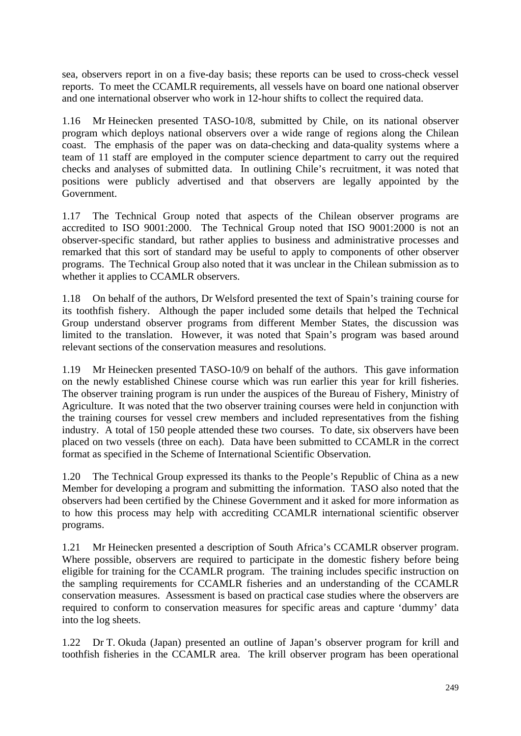sea, observers report in on a five-day basis; these reports can be used to cross-check vessel reports. To meet the CCAMLR requirements, all vessels have on board one national observer and one international observer who work in 12-hour shifts to collect the required data.

1.16 Mr Heinecken presented TASO-10/8, submitted by Chile, on its national observer program which deploys national observers over a wide range of regions along the Chilean coast. The emphasis of the paper was on data-checking and data-quality systems where a team of 11 staff are employed in the computer science department to carry out the required checks and analyses of submitted data. In outlining Chile's recruitment, it was noted that positions were publicly advertised and that observers are legally appointed by the Government.

1.17 The Technical Group noted that aspects of the Chilean observer programs are accredited to ISO 9001:2000. The Technical Group noted that ISO 9001:2000 is not an observer-specific standard, but rather applies to business and administrative processes and remarked that this sort of standard may be useful to apply to components of other observer programs. The Technical Group also noted that it was unclear in the Chilean submission as to whether it applies to CCAMLR observers.

1.18 On behalf of the authors, Dr Welsford presented the text of Spain's training course for its toothfish fishery. Although the paper included some details that helped the Technical Group understand observer programs from different Member States, the discussion was limited to the translation. However, it was noted that Spain's program was based around relevant sections of the conservation measures and resolutions.

1.19 Mr Heinecken presented TASO-10/9 on behalf of the authors. This gave information on the newly established Chinese course which was run earlier this year for krill fisheries. The observer training program is run under the auspices of the Bureau of Fishery, Ministry of Agriculture. It was noted that the two observer training courses were held in conjunction with the training courses for vessel crew members and included representatives from the fishing industry. A total of 150 people attended these two courses. To date, six observers have been placed on two vessels (three on each). Data have been submitted to CCAMLR in the correct format as specified in the Scheme of International Scientific Observation.

1.20 The Technical Group expressed its thanks to the People's Republic of China as a new Member for developing a program and submitting the information. TASO also noted that the observers had been certified by the Chinese Government and it asked for more information as to how this process may help with accrediting CCAMLR international scientific observer programs.

1.21 Mr Heinecken presented a description of South Africa's CCAMLR observer program. Where possible, observers are required to participate in the domestic fishery before being eligible for training for the CCAMLR program. The training includes specific instruction on the sampling requirements for CCAMLR fisheries and an understanding of the CCAMLR conservation measures. Assessment is based on practical case studies where the observers are required to conform to conservation measures for specific areas and capture 'dummy' data into the log sheets.

1.22 Dr T. Okuda (Japan) presented an outline of Japan's observer program for krill and toothfish fisheries in the CCAMLR area. The krill observer program has been operational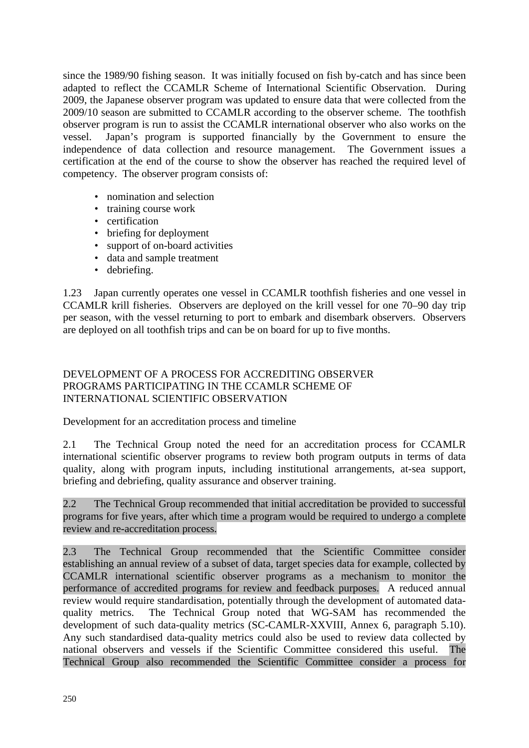since the 1989/90 fishing season. It was initially focused on fish by-catch and has since been adapted to reflect the CCAMLR Scheme of International Scientific Observation. During 2009, the Japanese observer program was updated to ensure data that were collected from the 2009/10 season are submitted to CCAMLR according to the observer scheme. The toothfish observer program is run to assist the CCAMLR international observer who also works on the vessel. Japan's program is supported financially by the Government to ensure the independence of data collection and resource management. The Government issues a certification at the end of the course to show the observer has reached the required level of competency. The observer program consists of:

- nomination and selection
- training course work
- certification
- briefing for deployment
- support of on-board activities
- data and sample treatment
- debriefing.

1.23 Japan currently operates one vessel in CCAMLR toothfish fisheries and one vessel in CCAMLR krill fisheries. Observers are deployed on the krill vessel for one 70–90 day trip per season, with the vessel returning to port to embark and disembark observers. Observers are deployed on all toothfish trips and can be on board for up to five months.

## DEVELOPMENT OF A PROCESS FOR ACCREDITING OBSERVER PROGRAMS PARTICIPATING IN THE CCAMLR SCHEME OF INTERNATIONAL SCIENTIFIC OBSERVATION

### Development for an accreditation process and timeline

2.1 The Technical Group noted the need for an accreditation process for CCAMLR international scientific observer programs to review both program outputs in terms of data quality, along with program inputs, including institutional arrangements, at-sea support, briefing and debriefing, quality assurance and observer training.

2.2 The Technical Group recommended that initial accreditation be provided to successful programs for five years, after which time a program would be required to undergo a complete review and re-accreditation process.

2.3 The Technical Group recommended that the Scientific Committee consider establishing an annual review of a subset of data, target species data for example, collected by CCAMLR international scientific observer programs as a mechanism to monitor the performance of accredited programs for review and feedback purposes. A reduced annual review would require standardisation, potentially through the development of automated data-quality metrics. The Technical Group noted that WG-SAM has recommended the development of such data-quality metrics (SC-CAMLR-XXVIII, Annex 6, paragraph 5.10). Any such standardised data-quality metrics could also be used to review data collected by national observers and vessels if the Scientific Committee considered this useful. The Technical Group also recommended the Scientific Committee consider a process for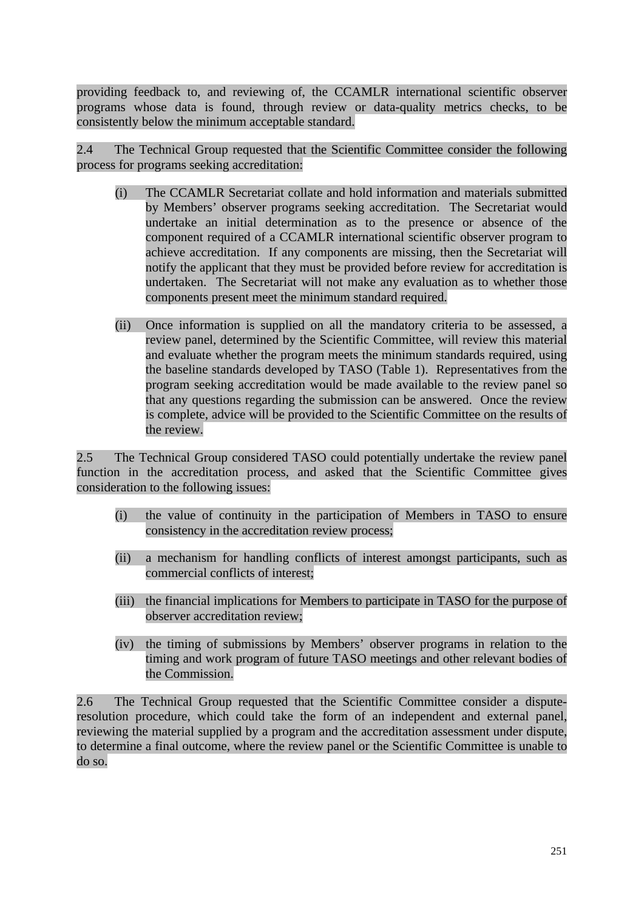providing feedback to, and reviewing of, the CCAMLR international scientific observer programs whose data is found, through review or data-quality metrics checks, to be consistently below the minimum acceptable standard.

2.4 The Technical Group requested that the Scientific Committee consider the following process for programs seeking accreditation:

(i) The CCAMLR Secretariat collate and hold information and materials submitted by Members' observer programs seeking accreditation. The Secretariat would undertake an initial determination as to the presence or absence of the component required of a CCAMLR international scientific observer program to achieve accreditation. If any components are missing, then the Secretariat will notify the applicant that they must be provided before review for accreditation is undertaken. The Secretariat will not make any evaluation as to whether those components present meet the minimum standard required.

(ii) Once information is supplied on all the mandatory criteria to be assessed, a review panel, determined by the Scientific Committee, will review this material and evaluate whether the program meets the minimum standards required, using the baseline standards developed by TASO (Table 1). Representatives from the program seeking accreditation would be made available to the review panel so that any questions regarding the submission can be answered. Once the review is complete, advice will be provided to the Scientific Committee on the results of the review.

2.5 The Technical Group considered TASO could potentially undertake the review panel function in the accreditation process, and asked that the Scientific Committee gives consideration to the following issues:

(i) the value of continuity in the participation of Members in TASO to ensure consistency in the accreditation review process;

(ii) a mechanism for handling conflicts of interest amongst participants, such as commercial conflicts of interest;

(iii) the financial implications for Members to participate in TASO for the purpose of observer accreditation review;

(iv) the timing of submissions by Members' observer programs in relation to the timing and work program of future TASO meetings and other relevant bodies of the Commission.

2.6 The Technical Group requested that the Scientific Committee consider a dispute-resolution procedure, which could take the form of an independent and external panel, reviewing the material supplied by a program and the accreditation assessment under dispute, to determine a final outcome, where the review panel or the Scientific Committee is unable to do so.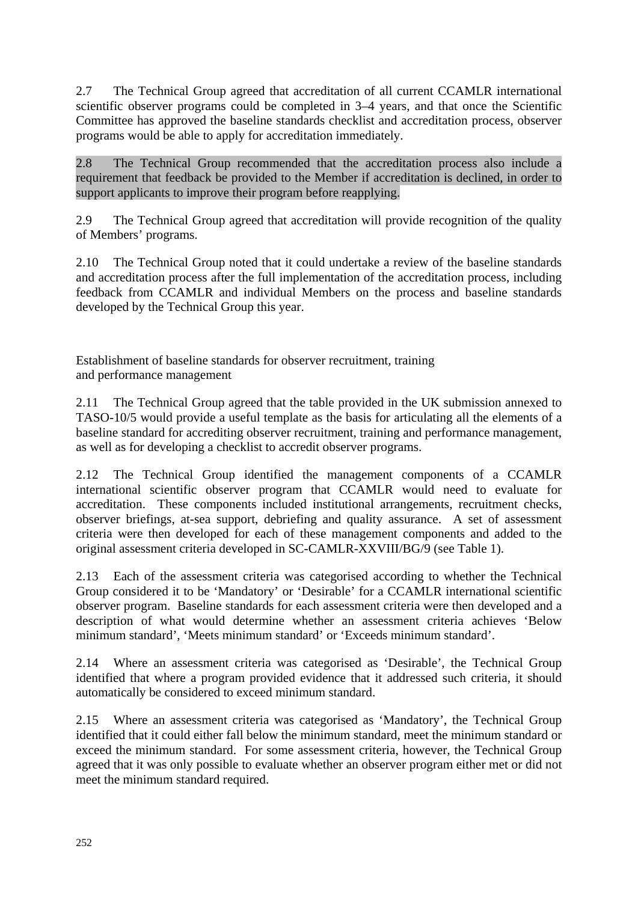2.7 The Technical Group agreed that accreditation of all current CCAMLR international scientific observer programs could be completed in 3–4 years, and that once the Scientific Committee has approved the baseline standards checklist and accreditation process, observer programs would be able to apply for accreditation immediately.

2.8 The Technical Group recommended that the accreditation process also include a requirement that feedback be provided to the Member if accreditation is declined, in order to support applicants to improve their program before reapplying.

2.9 The Technical Group agreed that accreditation will provide recognition of the quality of Members' programs.

2.10 The Technical Group noted that it could undertake a review of the baseline standards and accreditation process after the full implementation of the accreditation process, including feedback from CCAMLR and individual Members on the process and baseline standards developed by the Technical Group this year.

### Establishment of baseline standards for observer recruitment, training and performance management

2.11 The Technical Group agreed that the table provided in the UK submission annexed to TASO-10/5 would provide a useful template as the basis for articulating all the elements of a baseline standard for accrediting observer recruitment, training and performance management, as well as for developing a checklist to accredit observer programs.

2.12 The Technical Group identified the management components of a CCAMLR international scientific observer program that CCAMLR would need to evaluate for accreditation. These components included institutional arrangements, recruitment checks, observer briefings, at-sea support, debriefing and quality assurance. A set of assessment criteria were then developed for each of these management components and added to the original assessment criteria developed in SC-CAMLR-XXVIII/BG/9 (see Table 1).

2.13 Each of the assessment criteria was categorised according to whether the Technical Group considered it to be 'Mandatory' or 'Desirable' for a CCAMLR international scientific observer program. Baseline standards for each assessment criteria were then developed and a description of what would determine whether an assessment criteria achieves 'Below minimum standard', 'Meets minimum standard' or 'Exceeds minimum standard'.

2.14 Where an assessment criteria was categorised as 'Desirable', the Technical Group identified that where a program provided evidence that it addressed such criteria, it should automatically be considered to exceed minimum standard.

2.15 Where an assessment criteria was categorised as 'Mandatory', the Technical Group identified that it could either fall below the minimum standard, meet the minimum standard or exceed the minimum standard. For some assessment criteria, however, the Technical Group agreed that it was only possible to evaluate whether an observer program either met or did not meet the minimum standard required.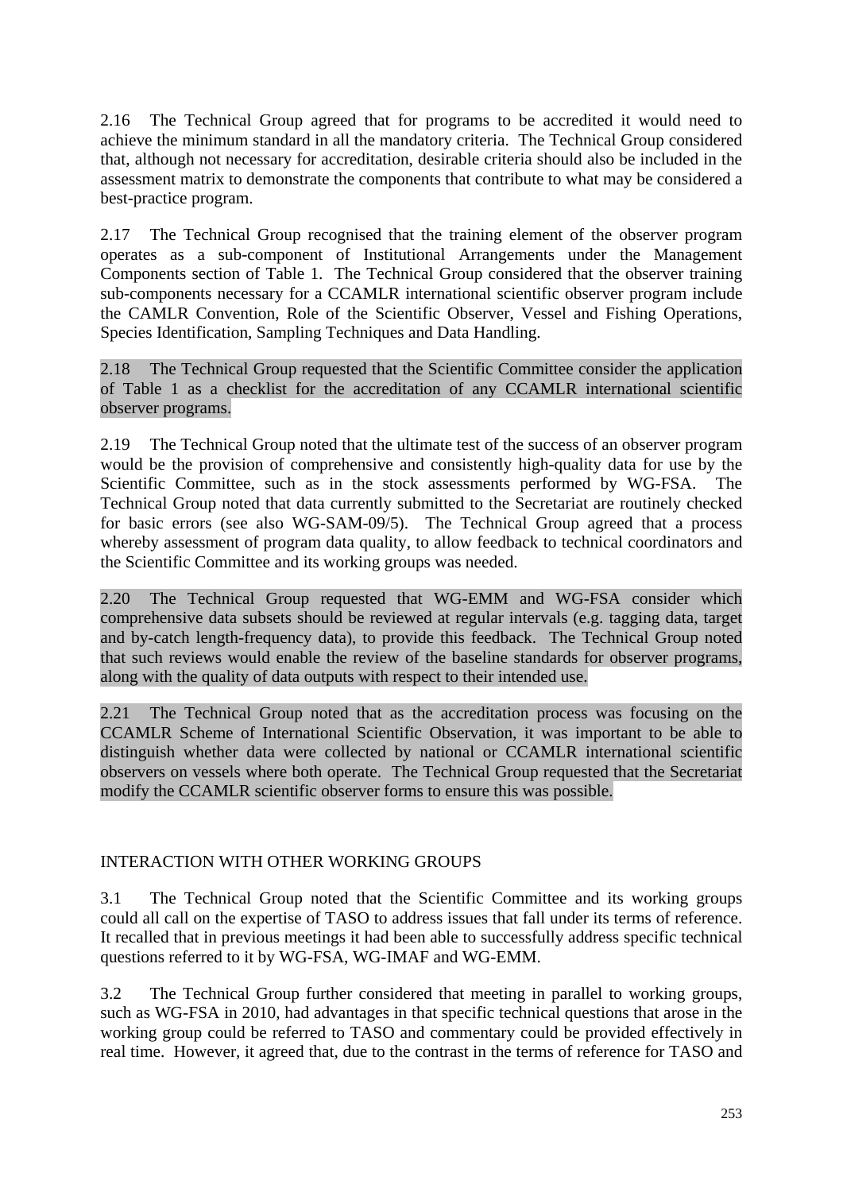2.16 The Technical Group agreed that for programs to be accredited it would need to achieve the minimum standard in all the mandatory criteria. The Technical Group considered that, although not necessary for accreditation, desirable criteria should also be included in the assessment matrix to demonstrate the components that contribute to what may be considered a best-practice program.

2.17 The Technical Group recognised that the training element of the observer program operates as a sub-component of Institutional Arrangements under the Management Components section of Table 1. The Technical Group considered that the observer training sub-components necessary for a CCAMLR international scientific observer program include the CAMLR Convention, Role of the Scientific Observer, Vessel and Fishing Operations, Species Identification, Sampling Techniques and Data Handling.

2.18 The Technical Group requested that the Scientific Committee consider the application of Table 1 as a checklist for the accreditation of any CCAMLR international scientific observer programs.

2.19 The Technical Group noted that the ultimate test of the success of an observer program would be the provision of comprehensive and consistently high-quality data for use by the Scientific Committee, such as in the stock assessments performed by WG-FSA. The Technical Group noted that data currently submitted to the Secretariat are routinely checked for basic errors (see also WG-SAM-09/5). The Technical Group agreed that a process whereby assessment of program data quality, to allow feedback to technical coordinators and the Scientific Committee and its working groups was needed.

2.20 The Technical Group requested that WG-EMM and WG-FSA consider which comprehensive data subsets should be reviewed at regular intervals (e.g. tagging data, target and by-catch length-frequency data), to provide this feedback. The Technical Group noted that such reviews would enable the review of the baseline standards for observer programs, along with the quality of data outputs with respect to their intended use.

2.21 The Technical Group noted that as the accreditation process was focusing on the CCAMLR Scheme of International Scientific Observation, it was important to be able to distinguish whether data were collected by national or CCAMLR international scientific observers on vessels where both operate. The Technical Group requested that the Secretariat modify the CCAMLR scientific observer forms to ensure this was possible.

## INTERACTION WITH OTHER WORKING GROUPS

3.1 The Technical Group noted that the Scientific Committee and its working groups could all call on the expertise of TASO to address issues that fall under its terms of reference. It recalled that in previous meetings it had been able to successfully address specific technical questions referred to it by WG-FSA, WG-IMAF and WG-EMM.

3.2 The Technical Group further considered that meeting in parallel to working groups, such as WG-FSA in 2010, had advantages in that specific technical questions that arose in the working group could be referred to TASO and commentary could be provided effectively in real time. However, it agreed that, due to the contrast in the terms of reference for TASO and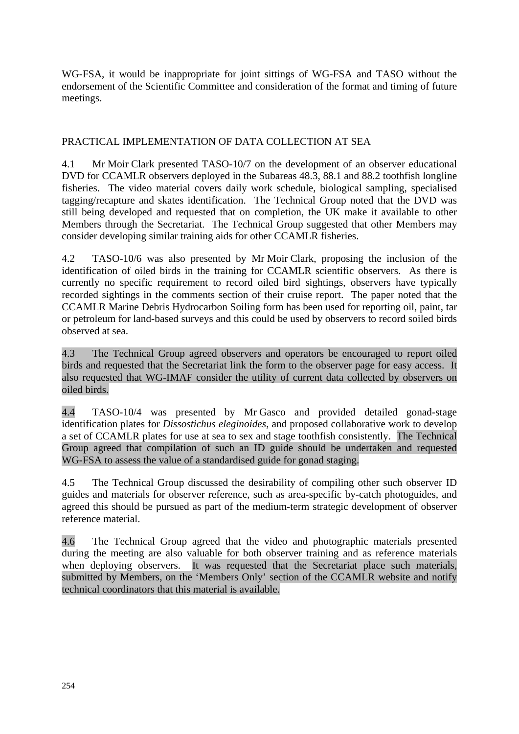WG-FSA, it would be inappropriate for joint sittings of WG-FSA and TASO without the endorsement of the Scientific Committee and consideration of the format and timing of future meetings.

## PRACTICAL IMPLEMENTATION OF DATA COLLECTION AT SEA

4.1 Mr Moir Clark presented TASO-10/7 on the development of an observer educational DVD for CCAMLR observers deployed in the Subareas 48.3, 88.1 and 88.2 toothfish longline fisheries. The video material covers daily work schedule, biological sampling, specialised tagging/recapture and skates identification. The Technical Group noted that the DVD was still being developed and requested that on completion, the UK make it available to other Members through the Secretariat. The Technical Group suggested that other Members may consider developing similar training aids for other CCAMLR fisheries.

4.2 TASO-10/6 was also presented by Mr Moir Clark, proposing the inclusion of the identification of oiled birds in the training for CCAMLR scientific observers. As there is currently no specific requirement to record oiled bird sightings, observers have typically recorded sightings in the comments section of their cruise report. The paper noted that the CCAMLR Marine Debris Hydrocarbon Soiling form has been used for reporting oil, paint, tar or petroleum for land-based surveys and this could be used by observers to record soiled birds observed at sea.

4.3 The Technical Group agreed observers and operators be encouraged to report oiled birds and requested that the Secretariat link the form to the observer page for easy access. It also requested that WG-IMAF consider the utility of current data collected by observers on oiled birds.

4.4 TASO-10/4 was presented by Mr Gasco and provided detailed gonad-stage identification plates for *Dissostichus eleginoides*, and proposed collaborative work to develop a set of CCAMLR plates for use at sea to sex and stage toothfish consistently. The Technical Group agreed that compilation of such an ID guide should be undertaken and requested WG-FSA to assess the value of a standardised guide for gonad staging.

4.5 The Technical Group discussed the desirability of compiling other such observer ID guides and materials for observer reference, such as area-specific by-catch photoguides, and agreed this should be pursued as part of the medium-term strategic development of observer reference material.

4.6 The Technical Group agreed that the video and photographic materials presented during the meeting are also valuable for both observer training and as reference materials when deploying observers. It was requested that the Secretariat place such materials, submitted by Members, on the 'Members Only' section of the CCAMLR website and notify technical coordinators that this material is available.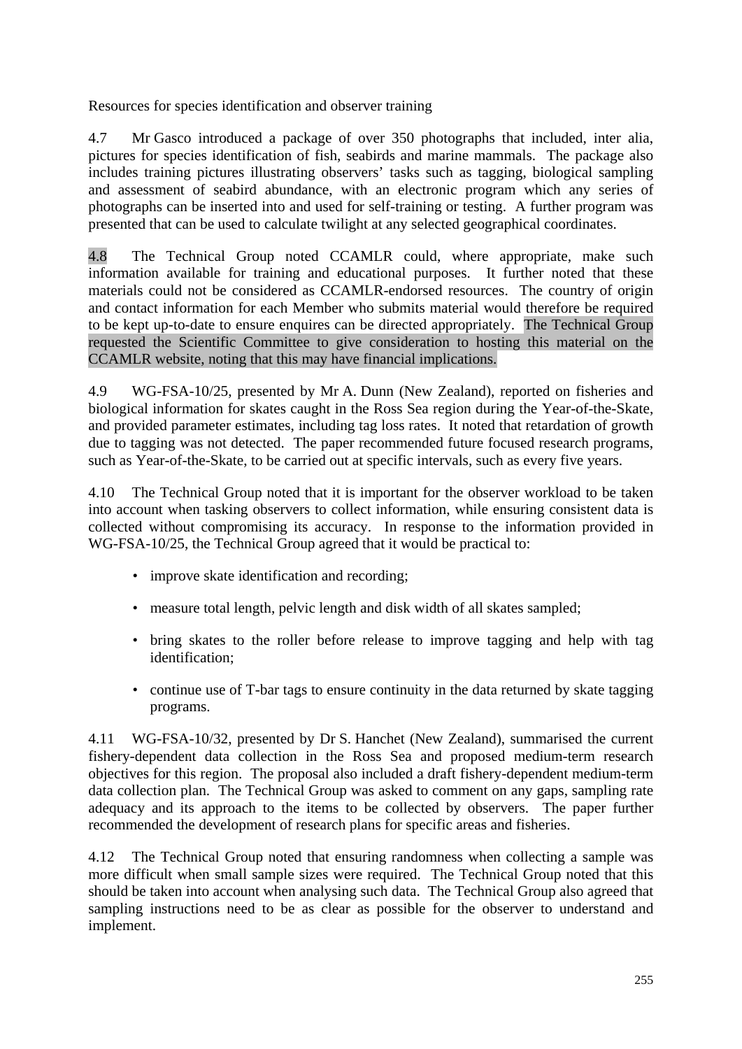Resources for species identification and observer training

4.7 Mr Gasco introduced a package of over 350 photographs that included, inter alia, pictures for species identification of fish, seabirds and marine mammals. The package also includes training pictures illustrating observers' tasks such as tagging, biological sampling and assessment of seabird abundance, with an electronic program which any series of photographs can be inserted into and used for self-training or testing. A further program was presented that can be used to calculate twilight at any selected geographical coordinates.

4.8 The Technical Group noted CCAMLR could, where appropriate, make such information available for training and educational purposes. It further noted that these materials could not be considered as CCAMLR-endorsed resources. The country of origin and contact information for each Member who submits material would therefore be required to be kept up-to-date to ensure enquires can be directed appropriately. The Technical Group requested the Scientific Committee to give consideration to hosting this material on the CCAMLR website, noting that this may have financial implications.

4.9 WG-FSA-10/25, presented by Mr A. Dunn (New Zealand), reported on fisheries and biological information for skates caught in the Ross Sea region during the Year-of-the-Skate, and provided parameter estimates, including tag loss rates. It noted that retardation of growth due to tagging was not detected. The paper recommended future focused research programs, such as Year-of-the-Skate, to be carried out at specific intervals, such as every five years.

4.10 The Technical Group noted that it is important for the observer workload to be taken into account when tasking observers to collect information, while ensuring consistent data is collected without compromising its accuracy. In response to the information provided in WG-FSA-10/25, the Technical Group agreed that it would be practical to:

- improve skate identification and recording;
- measure total length, pelvic length and disk width of all skates sampled;
- bring skates to the roller before release to improve tagging and help with tag identification;
- continue use of T-bar tags to ensure continuity in the data returned by skate tagging programs.

4.11 WG-FSA-10/32, presented by Dr S. Hanchet (New Zealand), summarised the current fishery-dependent data collection in the Ross Sea and proposed medium-term research objectives for this region. The proposal also included a draft fishery-dependent medium-term data collection plan. The Technical Group was asked to comment on any gaps, sampling rate adequacy and its approach to the items to be collected by observers. The paper further recommended the development of research plans for specific areas and fisheries.

4.12 The Technical Group noted that ensuring randomness when collecting a sample was more difficult when small sample sizes were required. The Technical Group noted that this should be taken into account when analysing such data. The Technical Group also agreed that sampling instructions need to be as clear as possible for the observer to understand and implement.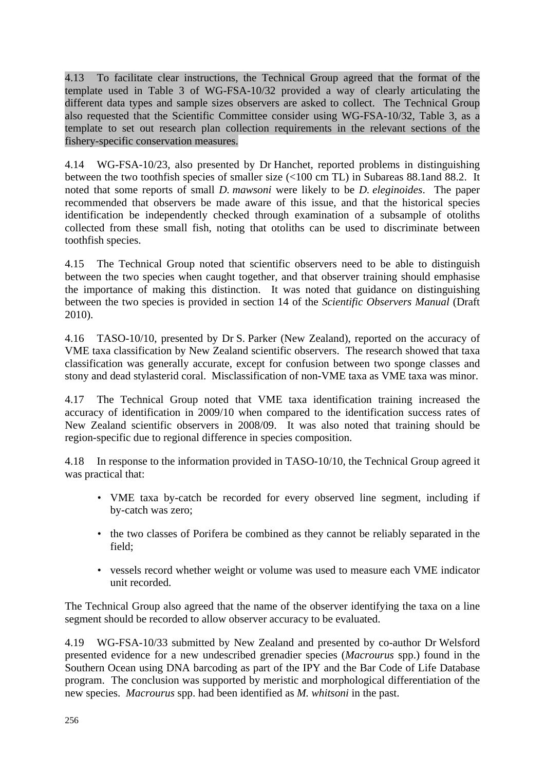4.13 To facilitate clear instructions, the Technical Group agreed that the format of the template used in Table 3 of WG-FSA-10/32 provided a way of clearly articulating the different data types and sample sizes observers are asked to collect. The Technical Group also requested that the Scientific Committee consider using WG-FSA-10/32, Table 3, as a template to set out research plan collection requirements in the relevant sections of the fishery-specific conservation measures.

4.14 WG-FSA-10/23, also presented by Dr Hanchet, reported problems in distinguishing between the two toothfish species of smaller size (<100 cm TL) in Subareas 88.1and 88.2. It noted that some reports of small *D. mawsoni* were likely to be *D. eleginoides*. The paper recommended that observers be made aware of this issue, and that the historical species identification be independently checked through examination of a subsample of otoliths collected from these small fish, noting that otoliths can be used to discriminate between toothfish species.

4.15 The Technical Group noted that scientific observers need to be able to distinguish between the two species when caught together, and that observer training should emphasise the importance of making this distinction. It was noted that guidance on distinguishing between the two species is provided in section 14 of the *Scientific Observers Manual* (Draft 2010).

4.16 TASO-10/10, presented by Dr S. Parker (New Zealand), reported on the accuracy of VME taxa classification by New Zealand scientific observers. The research showed that taxa classification was generally accurate, except for confusion between two sponge classes and stony and dead stylasterid coral. Misclassification of non-VME taxa as VME taxa was minor.

4.17 The Technical Group noted that VME taxa identification training increased the accuracy of identification in 2009/10 when compared to the identification success rates of New Zealand scientific observers in 2008/09. It was also noted that training should be region-specific due to regional difference in species composition.

4.18 In response to the information provided in TASO-10/10, the Technical Group agreed it was practical that:

- VME taxa by-catch be recorded for every observed line segment, including if by-catch was zero;
- the two classes of Porifera be combined as they cannot be reliably separated in the field;
- vessels record whether weight or volume was used to measure each VME indicator unit recorded.

The Technical Group also agreed that the name of the observer identifying the taxa on a line segment should be recorded to allow observer accuracy to be evaluated.

4.19 WG-FSA-10/33 submitted by New Zealand and presented by co-author Dr Welsford presented evidence for a new undescribed grenadier species (*Macrourus* spp.) found in the Southern Ocean using DNA barcoding as part of the IPY and the Bar Code of Life Database program. The conclusion was supported by meristic and morphological differentiation of the new species. *Macrourus* spp. had been identified as *M. whitsoni* in the past.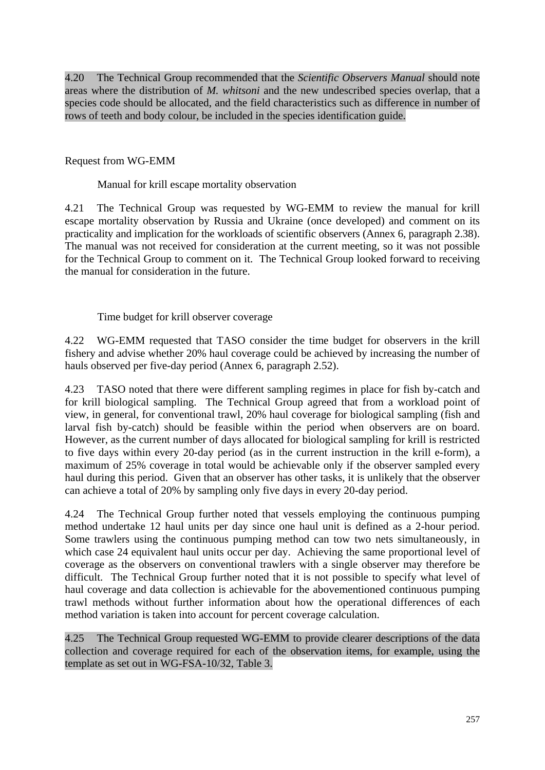4.20 The Technical Group recommended that the *Scientific Observers Manual* should note areas where the distribution of *M. whitsoni* and the new undescribed species overlap, that a species code should be allocated, and the field characteristics such as difference in number of rows of teeth and body colour, be included in the species identification guide.

Request from WG-EMM

Manual for krill escape mortality observation

4.21 The Technical Group was requested by WG-EMM to review the manual for krill escape mortality observation by Russia and Ukraine (once developed) and comment on its practicality and implication for the workloads of scientific observers (Annex 6, paragraph 2.38). The manual was not received for consideration at the current meeting, so it was not possible for the Technical Group to comment on it. The Technical Group looked forward to receiving the manual for consideration in the future.

Time budget for krill observer coverage

4.22 WG-EMM requested that TASO consider the time budget for observers in the krill fishery and advise whether 20% haul coverage could be achieved by increasing the number of hauls observed per five-day period (Annex 6, paragraph 2.52).

4.23 TASO noted that there were different sampling regimes in place for fish by-catch and for krill biological sampling. The Technical Group agreed that from a workload point of view, in general, for conventional trawl, 20% haul coverage for biological sampling (fish and larval fish by-catch) should be feasible within the period when observers are on board. However, as the current number of days allocated for biological sampling for krill is restricted to five days within every 20-day period (as in the current instruction in the krill e-form), a maximum of 25% coverage in total would be achievable only if the observer sampled every haul during this period. Given that an observer has other tasks, it is unlikely that the observer can achieve a total of 20% by sampling only five days in every 20-day period.

4.24 The Technical Group further noted that vessels employing the continuous pumping method undertake 12 haul units per day since one haul unit is defined as a 2-hour period. Some trawlers using the continuous pumping method can tow two nets simultaneously, in which case 24 equivalent haul units occur per day. Achieving the same proportional level of coverage as the observers on conventional trawlers with a single observer may therefore be difficult. The Technical Group further noted that it is not possible to specify what level of haul coverage and data collection is achievable for the abovementioned continuous pumping trawl methods without further information about how the operational differences of each method variation is taken into account for percent coverage calculation.

4.25 The Technical Group requested WG-EMM to provide clearer descriptions of the data collection and coverage required for each of the observation items, for example, using the template as set out in WG-FSA-10/32, Table 3.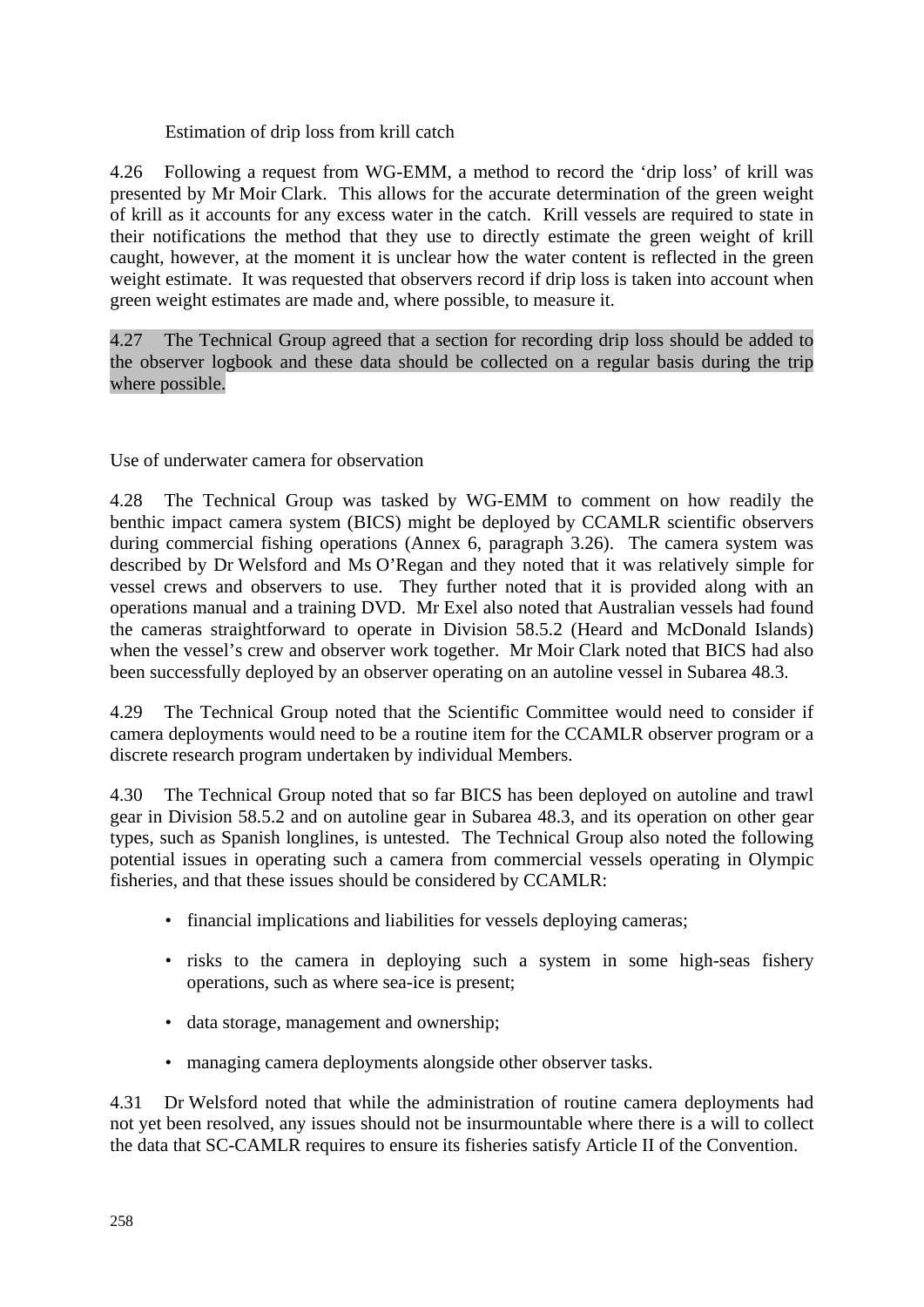### Estimation of drip loss from krill catch

4.26 Following a request from WG-EMM, a method to record the 'drip loss' of krill was presented by Mr Moir Clark. This allows for the accurate determination of the green weight of krill as it accounts for any excess water in the catch. Krill vessels are required to state in their notifications the method that they use to directly estimate the green weight of krill caught, however, at the moment it is unclear how the water content is reflected in the green weight estimate. It was requested that observers record if drip loss is taken into account when green weight estimates are made and, where possible, to measure it.

4.27 The Technical Group agreed that a section for recording drip loss should be added to the observer logbook and these data should be collected on a regular basis during the trip where possible.

### Use of underwater camera for observation

4.28 The Technical Group was tasked by WG-EMM to comment on how readily the benthic impact camera system (BICS) might be deployed by CCAMLR scientific observers during commercial fishing operations (Annex 6, paragraph 3.26). The camera system was described by Dr Welsford and Ms O'Regan and they noted that it was relatively simple for vessel crews and observers to use. They further noted that it is provided along with an operations manual and a training DVD. Mr Exel also noted that Australian vessels had found the cameras straightforward to operate in Division 58.5.2 (Heard and McDonald Islands) when the vessel's crew and observer work together. Mr Moir Clark noted that BICS had also been successfully deployed by an observer operating on an autoline vessel in Subarea 48.3.

4.29 The Technical Group noted that the Scientific Committee would need to consider if camera deployments would need to be a routine item for the CCAMLR observer program or a discrete research program undertaken by individual Members.

4.30 The Technical Group noted that so far BICS has been deployed on autoline and trawl gear in Division 58.5.2 and on autoline gear in Subarea 48.3, and its operation on other gear types, such as Spanish longlines, is untested. The Technical Group also noted the following potential issues in operating such a camera from commercial vessels operating in Olympic fisheries, and that these issues should be considered by CCAMLR:

- financial implications and liabilities for vessels deploying cameras;
- risks to the camera in deploying such a system in some high-seas fishery operations, such as where sea-ice is present;
- data storage, management and ownership;
- managing camera deployments alongside other observer tasks.

4.31 Dr Welsford noted that while the administration of routine camera deployments had not yet been resolved, any issues should not be insurmountable where there is a will to collect the data that SC-CAMLR requires to ensure its fisheries satisfy Article II of the Convention.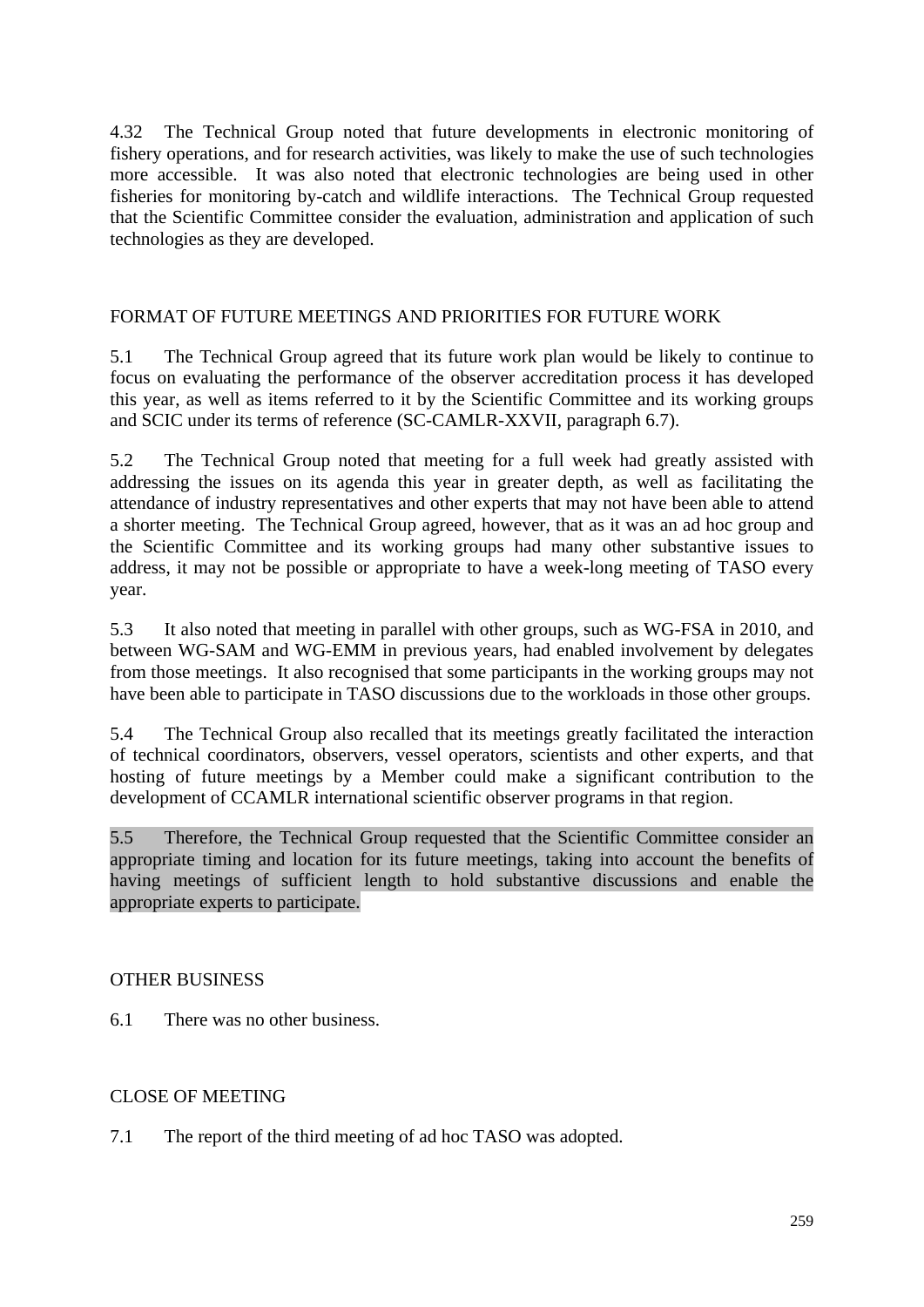4.32 The Technical Group noted that future developments in electronic monitoring of fishery operations, and for research activities, was likely to make the use of such technologies more accessible. It was also noted that electronic technologies are being used in other fisheries for monitoring by-catch and wildlife interactions. The Technical Group requested that the Scientific Committee consider the evaluation, administration and application of such technologies as they are developed.

## FORMAT OF FUTURE MEETINGS AND PRIORITIES FOR FUTURE WORK

5.1 The Technical Group agreed that its future work plan would be likely to continue to focus on evaluating the performance of the observer accreditation process it has developed this year, as well as items referred to it by the Scientific Committee and its working groups and SCIC under its terms of reference (SC-CAMLR-XXVII, paragraph 6.7).

5.2 The Technical Group noted that meeting for a full week had greatly assisted with addressing the issues on its agenda this year in greater depth, as well as facilitating the attendance of industry representatives and other experts that may not have been able to attend a shorter meeting. The Technical Group agreed, however, that as it was an ad hoc group and the Scientific Committee and its working groups had many other substantive issues to address, it may not be possible or appropriate to have a week-long meeting of TASO every year.

5.3 It also noted that meeting in parallel with other groups, such as WG-FSA in 2010, and between WG-SAM and WG-EMM in previous years, had enabled involvement by delegates from those meetings. It also recognised that some participants in the working groups may not have been able to participate in TASO discussions due to the workloads in those other groups.

5.4 The Technical Group also recalled that its meetings greatly facilitated the interaction of technical coordinators, observers, vessel operators, scientists and other experts, and that hosting of future meetings by a Member could make a significant contribution to the development of CCAMLR international scientific observer programs in that region.

5.5 Therefore, the Technical Group requested that the Scientific Committee consider an appropriate timing and location for its future meetings, taking into account the benefits of having meetings of sufficient length to hold substantive discussions and enable the appropriate experts to participate.

## OTHER BUSINESS

6.1 There was no other business.

## CLOSE OF MEETING

7.1 The report of the third meeting of ad hoc TASO was adopted.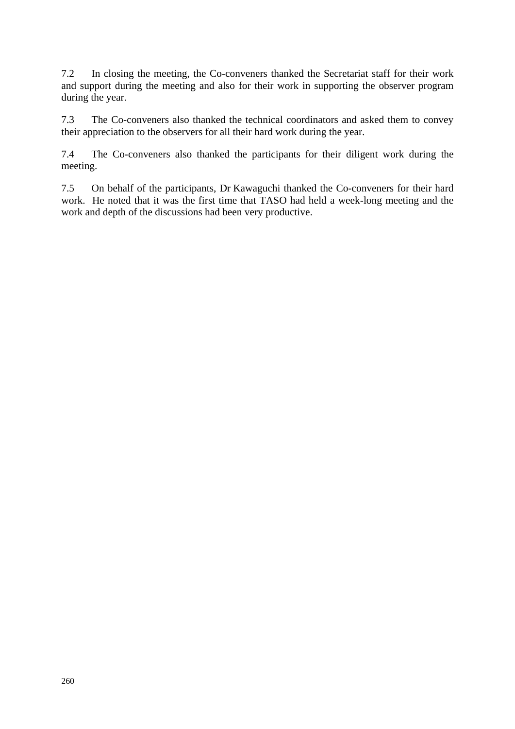7.2 In closing the meeting, the Co-conveners thanked the Secretariat staff for their work and support during the meeting and also for their work in supporting the observer program during the year.

7.3 The Co-conveners also thanked the technical coordinators and asked them to convey their appreciation to the observers for all their hard work during the year.

7.4 The Co-conveners also thanked the participants for their diligent work during the meeting.

7.5 On behalf of the participants, Dr Kawaguchi thanked the Co-conveners for their hard work. He noted that it was the first time that TASO had held a week-long meeting and the work and depth of the discussions had been very productive.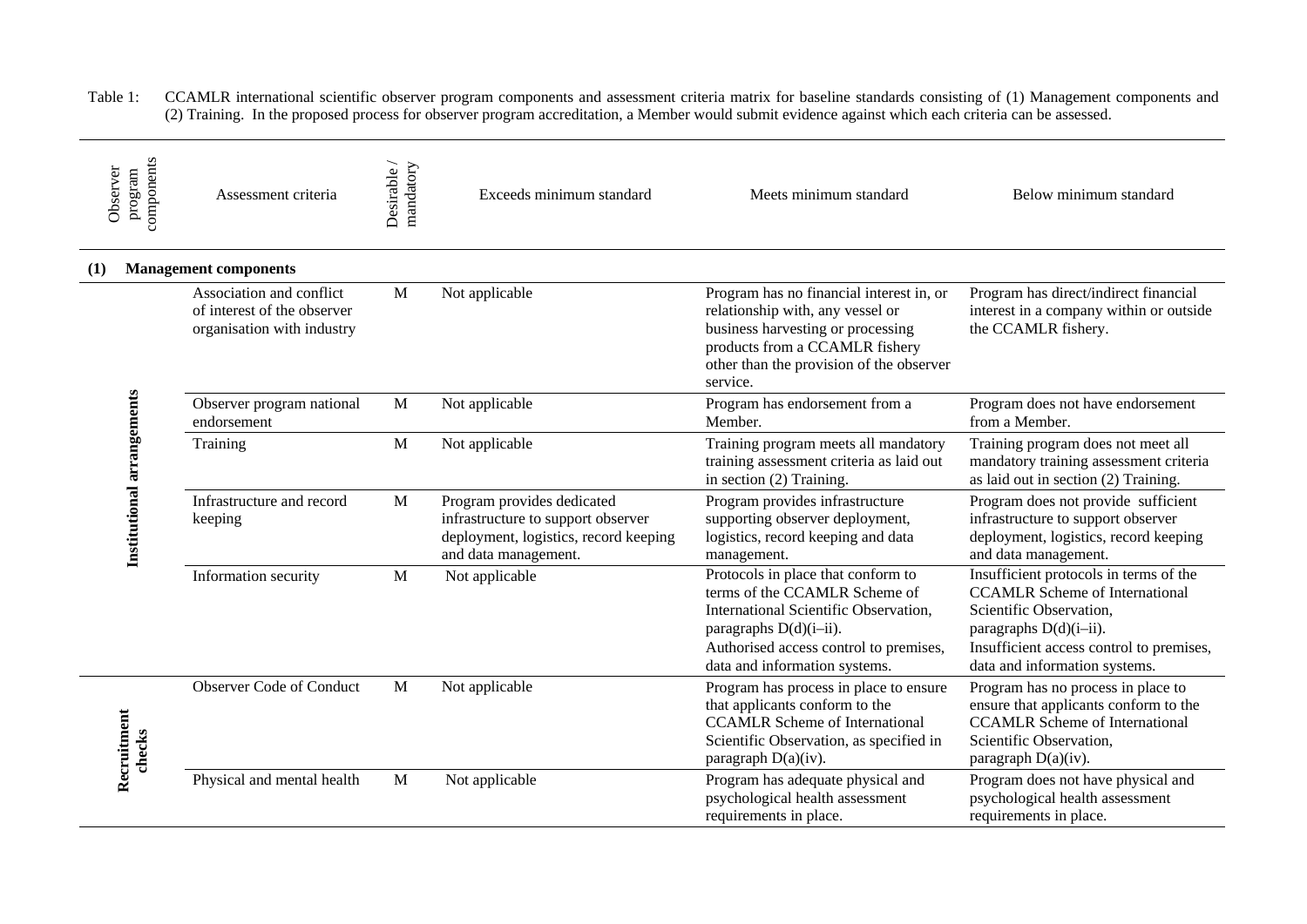Table 1: CCAMLR international scientific observer program components and assessment criteria matrix for baseline standards consisting of (1) Management components and (2) Training. In the proposed process for observer program accreditation, a Member would submit evidence against which each criteria can be assessed.

| Observer program components | Assessment criteria | Desirable / mandatory | Exceeds minimum standard | Meets minimum standard | Below minimum standard |
|---|---|---|---|---|---|
| **(1) Management components** | | | | | |
| **Institutional arrangements** | Association and conflict of interest of the observer organisation with industry | M | Not applicable | Program has no financial interest in, or relationship with, any vessel or business harvesting or processing products from a CCAMLR fishery other than the provision of the observer service. | Program has direct/indirect financial interest in a company within or outside the CCAMLR fishery. |
| | Observer program national endorsement | M | Not applicable | Program has endorsement from a Member. | Program does not have endorsement from a Member. |
| | Training | M | Not applicable | Training program meets all mandatory training assessment criteria as laid out in section (2) Training. | Training program does not meet all mandatory training assessment criteria as laid out in section (2) Training. |
| | Infrastructure and record keeping | M | Program provides dedicated infrastructure to support observer deployment, logistics, record keeping and data management. | Program provides infrastructure supporting observer deployment, logistics, record keeping and data management. | Program does not provide sufficient infrastructure to support observer deployment, logistics, record keeping and data management. |
| | Information security | M | Not applicable | Protocols in place that conform to terms of the CCAMLR Scheme of International Scientific Observation, paragraphs D(d)(i–ii). Authorised access control to premises, data and information systems. | Insufficient protocols in terms of the CCAMLR Scheme of International Scientific Observation, paragraphs D(d)(i–ii). Insufficient access control to premises, data and information systems. |
| **Recruitment checks** | Observer Code of Conduct | M | Not applicable | Program has process in place to ensure that applicants conform to the CCAMLR Scheme of International Scientific Observation, as specified in paragraph D(a)(iv). | Program has no process in place to ensure that applicants conform to the CCAMLR Scheme of International Scientific Observation, paragraph D(a)(iv). |
| | Physical and mental health | M | Not applicable | Program has adequate physical and psychological health assessment requirements in place. | Program does not have physical and psychological health assessment requirements in place. |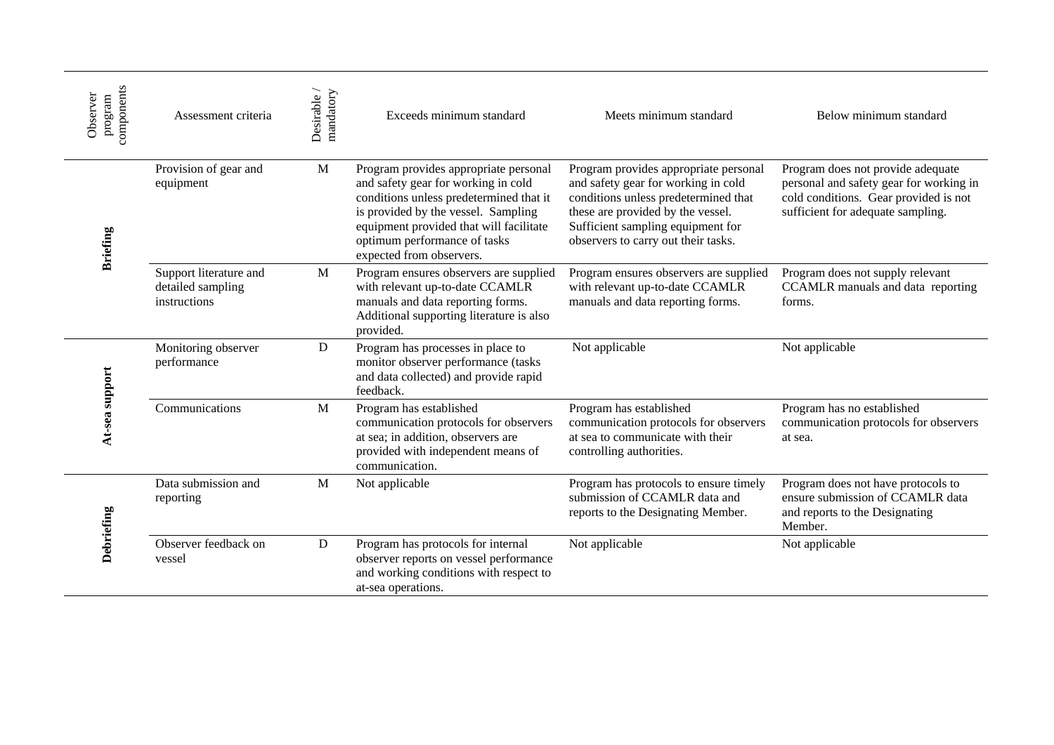| Observer program components | Assessment criteria | Desirable / mandatory | Exceeds minimum standard | Meets minimum standard | Below minimum standard |
|---|---|---|---|---|---|
| **Briefing** | Provision of gear and equipment | M | Program provides appropriate personal and safety gear for working in cold conditions unless predetermined that it is provided by the vessel. Sampling equipment provided that will facilitate optimum performance of tasks expected from observers. | Program provides appropriate personal and safety gear for working in cold conditions unless predetermined that these are provided by the vessel. Sufficient sampling equipment for observers to carry out their tasks. | Program does not provide adequate personal and safety gear for working in cold conditions. Gear provided is not sufficient for adequate sampling. |
| | Support literature and detailed sampling instructions | M | Program ensures observers are supplied with relevant up-to-date CCAMLR manuals and data reporting forms. Additional supporting literature is also provided. | Program ensures observers are supplied with relevant up-to-date CCAMLR manuals and data reporting forms. | Program does not supply relevant CCAMLR manuals and data reporting forms. |
| **At-sea support** | Monitoring observer performance | D | Program has processes in place to monitor observer performance (tasks and data collected) and provide rapid feedback. | Not applicable | Not applicable |
| | Communications | M | Program has established communication protocols for observers at sea; in addition, observers are provided with independent means of communication. | Program has established communication protocols for observers at sea to communicate with their controlling authorities. | Program has no established communication protocols for observers at sea. |
| **Debriefing** | Data submission and reporting | M | Not applicable | Program has protocols to ensure timely submission of CCAMLR data and reports to the Designating Member. | Program does not have protocols to ensure submission of CCAMLR data and reports to the Designating Member. |
| | Observer feedback on vessel | D | Program has protocols for internal observer reports on vessel performance and working conditions with respect to at-sea operations. | Not applicable | Not applicable |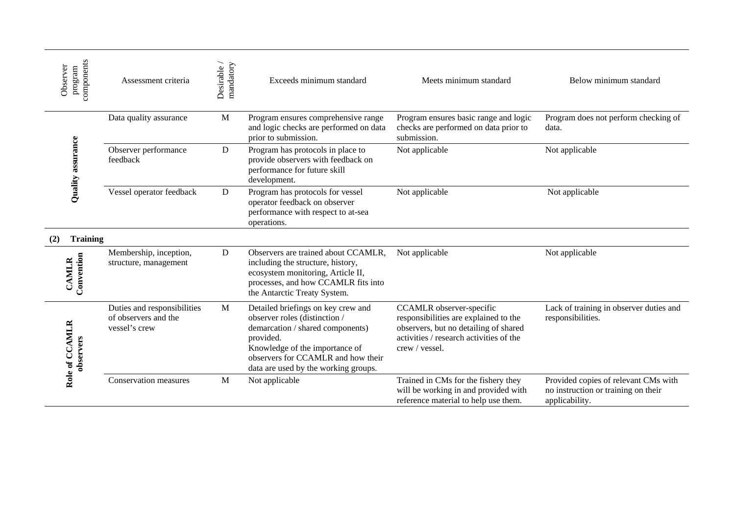| Observer program components | Assessment criteria | Desirable / mandatory | Exceeds minimum standard | Meets minimum standard | Below minimum standard |
|---|---|---|---|---|---|
| **Quality assurance** | Data quality assurance | M | Program ensures comprehensive range and logic checks are performed on data prior to submission. | Program ensures basic range and logic checks are performed on data prior to submission. | Program does not perform checking of data. |
| | Observer performance feedback | D | Program has protocols in place to provide observers with feedback on performance for future skill development. | Not applicable | Not applicable |
| | Vessel operator feedback | D | Program has protocols for vessel operator feedback on observer performance with respect to at-sea operations. | Not applicable | Not applicable |
| **(2) Training** | | | | | |
| **CAMLR Convention** | Membership, inception, structure, management | D | Observers are trained about CCAMLR, including the structure, history, ecosystem monitoring, Article II, processes, and how CCAMLR fits into the Antarctic Treaty System. | Not applicable | Not applicable |
| **Role of CCAMLR observers** | Duties and responsibilities of observers and the vessel's crew | M | Detailed briefings on key crew and observer roles (distinction / demarcation / shared components) provided.<br>Knowledge of the importance of observers for CCAMLR and how their data are used by the working groups. | CCAMLR observer-specific responsibilities are explained to the observers, but no detailing of shared activities / research activities of the crew / vessel. | Lack of training in observer duties and responsibilities. |
| | Conservation measures | M | Not applicable | Trained in CMs for the fishery they will be working in and provided with reference material to help use them. | Provided copies of relevant CMs with no instruction or training on their applicability. |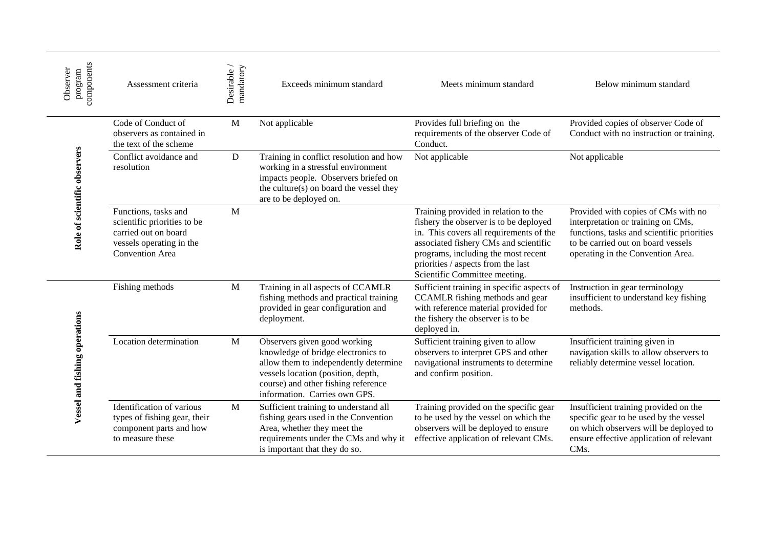| Observer program components | Assessment criteria | Desirable / mandatory | Exceeds minimum standard | Meets minimum standard | Below minimum standard |
|---|---|---|---|---|---|
| **Role of scientific observers** | Code of Conduct of observers as contained in the text of the scheme | M | Not applicable | Provides full briefing on the requirements of the observer Code of Conduct. | Provided copies of observer Code of Conduct with no instruction or training. |
| | Conflict avoidance and resolution | D | Training in conflict resolution and how working in a stressful environment impacts people. Observers briefed on the culture(s) on board the vessel they are to be deployed on. | Not applicable | Not applicable |
| | Functions, tasks and scientific priorities to be carried out on board vessels operating in the Convention Area | M | | Training provided in relation to the fishery the observer is to be deployed in. This covers all requirements of the associated fishery CMs and scientific programs, including the most recent priorities / aspects from the last Scientific Committee meeting. | Provided with copies of CMs with no interpretation or training on CMs, functions, tasks and scientific priorities to be carried out on board vessels operating in the Convention Area. |
| **Vessel and fishing operations** | Fishing methods | M | Training in all aspects of CCAMLR fishing methods and practical training provided in gear configuration and deployment. | Sufficient training in specific aspects of CCAMLR fishing methods and gear with reference material provided for the fishery the observer is to be deployed in. | Instruction in gear terminology insufficient to understand key fishing methods. |
| | Location determination | M | Observers given good working knowledge of bridge electronics to allow them to independently determine vessels location (position, depth, course) and other fishing reference information. Carries own GPS. | Sufficient training given to allow observers to interpret GPS and other navigational instruments to determine and confirm position. | Insufficient training given in navigation skills to allow observers to reliably determine vessel location. |
| | Identification of various types of fishing gear, their component parts and how to measure these | M | Sufficient training to understand all fishing gears used in the Convention Area, whether they meet the requirements under the CMs and why it is important that they do so. | Training provided on the specific gear to be used by the vessel on which the observers will be deployed to ensure effective application of relevant CMs. | Insufficient training provided on the specific gear to be used by the vessel on which observers will be deployed to ensure effective application of relevant CMs. |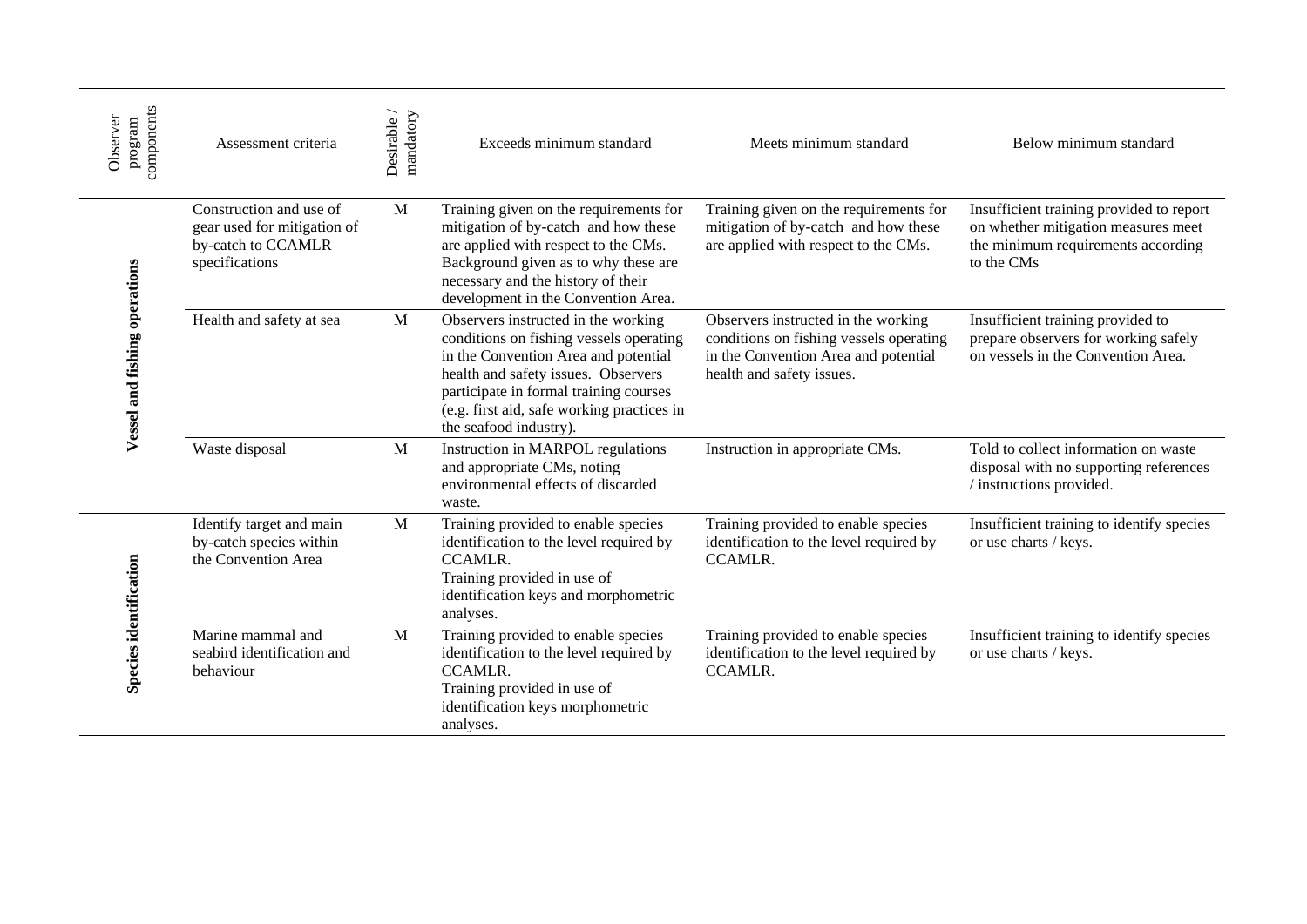| Observer program components | Assessment criteria | Desirable / mandatory | Exceeds minimum standard | Meets minimum standard | Below minimum standard |
|---|---|---|---|---|---|
| **Vessel and fishing operations** | Construction and use of gear used for mitigation of by-catch to CCAMLR specifications | M | Training given on the requirements for mitigation of by-catch and how these are applied with respect to the CMs. Background given as to why these are necessary and the history of their development in the Convention Area. | Training given on the requirements for mitigation of by-catch and how these are applied with respect to the CMs. | Insufficient training provided to report on whether mitigation measures meet the minimum requirements according to the CMs |
| | Health and safety at sea | M | Observers instructed in the working conditions on fishing vessels operating in the Convention Area and potential health and safety issues. Observers participate in formal training courses (e.g. first aid, safe working practices in the seafood industry). | Observers instructed in the working conditions on fishing vessels operating in the Convention Area and potential health and safety issues. | Insufficient training provided to prepare observers for working safely on vessels in the Convention Area. |
| | Waste disposal | M | Instruction in MARPOL regulations and appropriate CMs, noting environmental effects of discarded waste. | Instruction in appropriate CMs. | Told to collect information on waste disposal with no supporting references / instructions provided. |
| **Species identification** | Identify target and main by-catch species within the Convention Area | M | Training provided to enable species identification to the level required by CCAMLR. Training provided in use of identification keys and morphometric analyses. | Training provided to enable species identification to the level required by CCAMLR. | Insufficient training to identify species or use charts / keys. |
| | Marine mammal and seabird identification and behaviour | M | Training provided to enable species identification to the level required by CCAMLR. Training provided in use of identification keys morphometric analyses. | Training provided to enable species identification to the level required by CCAMLR. | Insufficient training to identify species or use charts / keys. |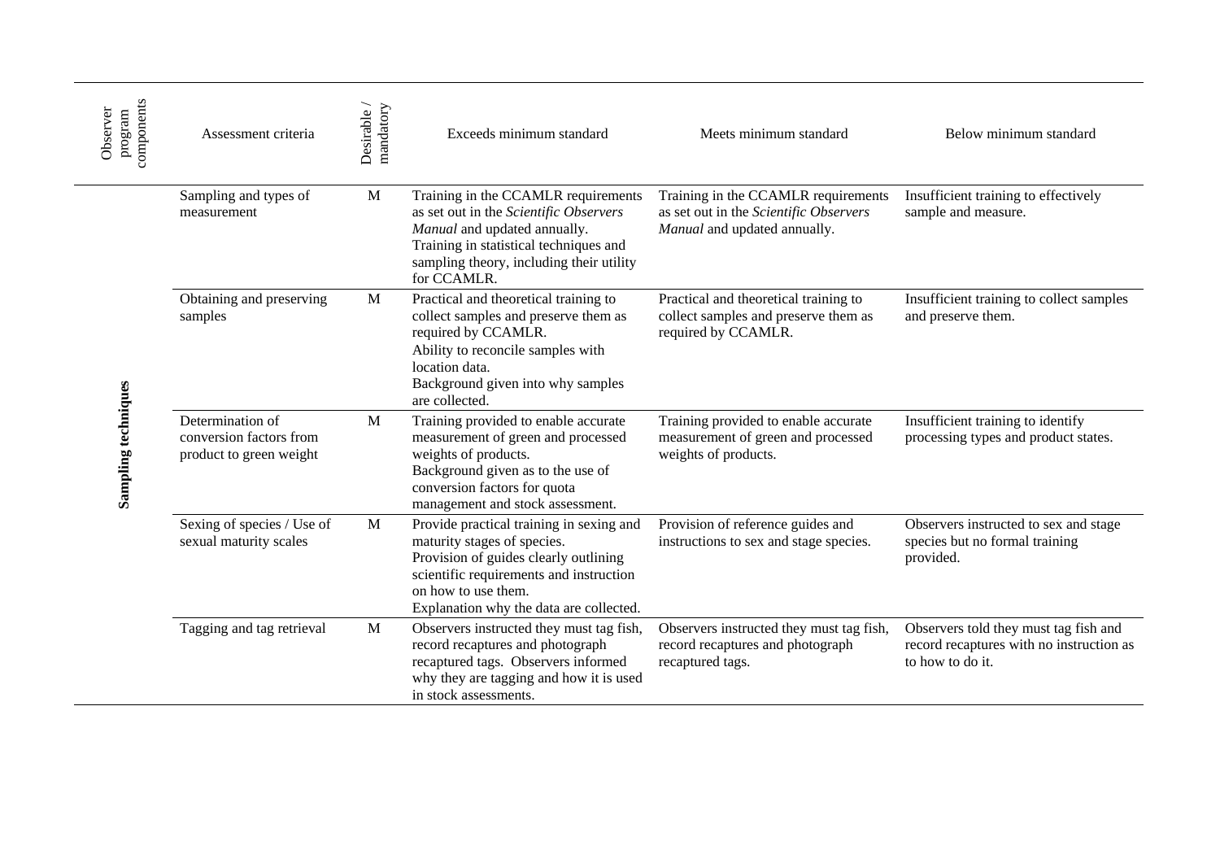| Observer program components | Assessment criteria | Desirable / mandatory | Exceeds minimum standard | Meets minimum standard | Below minimum standard |
|---|---|---|---|---|---|
| **Sampling techniques** | Sampling and types of measurement | M | Training in the CCAMLR requirements as set out in the *Scientific Observers Manual* and updated annually. Training in statistical techniques and sampling theory, including their utility for CCAMLR. | Training in the CCAMLR requirements as set out in the *Scientific Observers Manual* and updated annually. | Insufficient training to effectively sample and measure. |
| | Obtaining and preserving samples | M | Practical and theoretical training to collect samples and preserve them as required by CCAMLR. Ability to reconcile samples with location data. Background given into why samples are collected. | Practical and theoretical training to collect samples and preserve them as required by CCAMLR. | Insufficient training to collect samples and preserve them. |
| | Determination of conversion factors from product to green weight | M | Training provided to enable accurate measurement of green and processed weights of products. Background given as to the use of conversion factors for quota management and stock assessment. | Training provided to enable accurate measurement of green and processed weights of products. | Insufficient training to identify processing types and product states. |
| | Sexing of species / Use of sexual maturity scales | M | Provide practical training in sexing and maturity stages of species. Provision of guides clearly outlining scientific requirements and instruction on how to use them. Explanation why the data are collected. | Provision of reference guides and instructions to sex and stage species. | Observers instructed to sex and stage species but no formal training provided. |
| | Tagging and tag retrieval | M | Observers instructed they must tag fish, record recaptures and photograph recaptured tags. Observers informed why they are tagging and how it is used in stock assessments. | Observers instructed they must tag fish, record recaptures and photograph recaptured tags. | Observers told they must tag fish and record recaptures with no instruction as to how to do it. |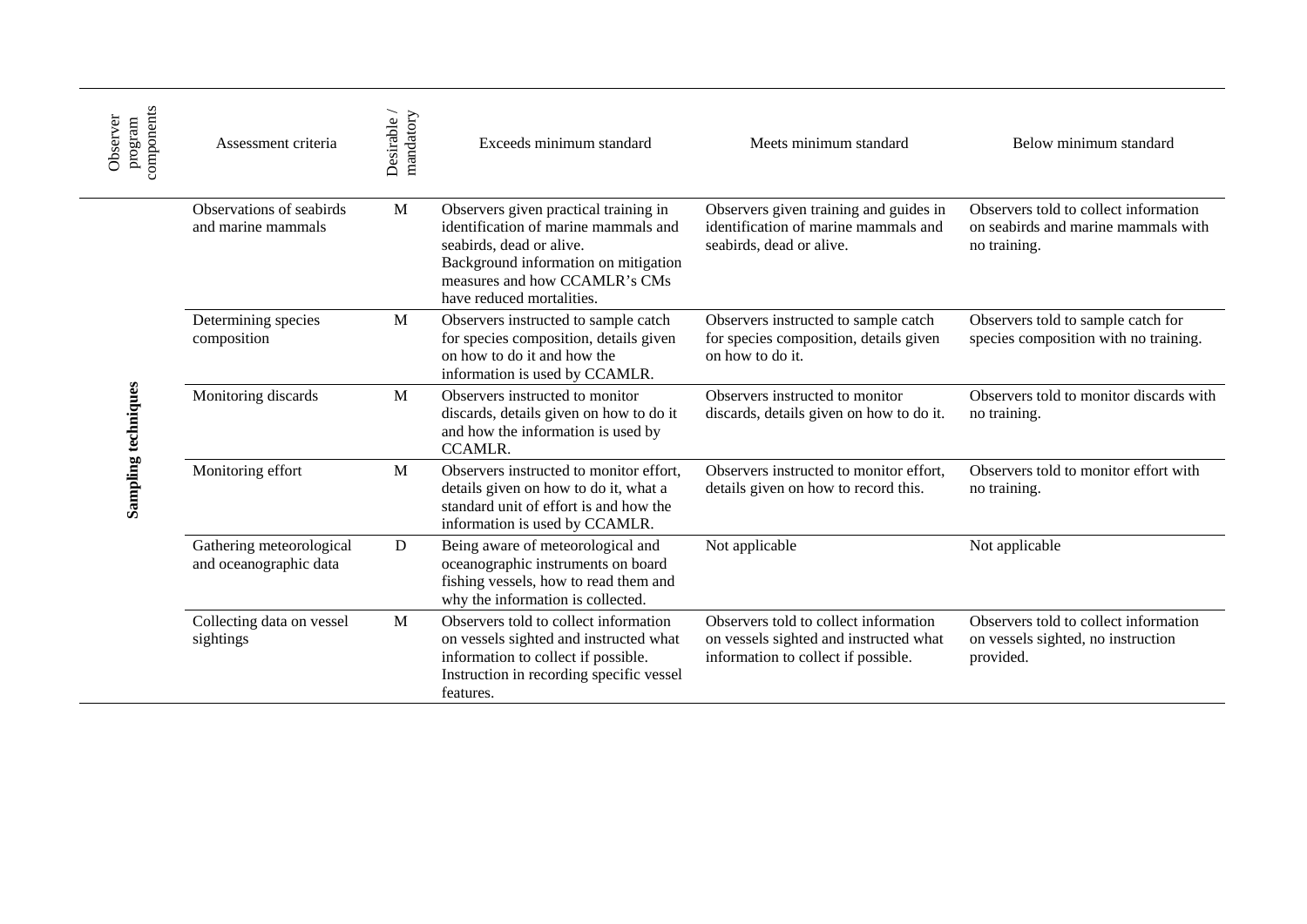| Observer program components | Assessment criteria | Desirable / mandatory | Exceeds minimum standard | Meets minimum standard | Below minimum standard |
|---|---|---|---|---|---|
| **Sampling techniques** | Observations of seabirds and marine mammals | M | Observers given practical training in identification of marine mammals and seabirds, dead or alive. Background information on mitigation measures and how CCAMLR's CMs have reduced mortalities. | Observers given training and guides in identification of marine mammals and seabirds, dead or alive. | Observers told to collect information on seabirds and marine mammals with no training. |
| | Determining species composition | M | Observers instructed to sample catch for species composition, details given on how to do it and how the information is used by CCAMLR. | Observers instructed to sample catch for species composition, details given on how to do it. | Observers told to sample catch for species composition with no training. |
| | Monitoring discards | M | Observers instructed to monitor discards, details given on how to do it and how the information is used by CCAMLR. | Observers instructed to monitor discards, details given on how to do it. | Observers told to monitor discards with no training. |
| | Monitoring effort | M | Observers instructed to monitor effort, details given on how to do it, what a standard unit of effort is and how the information is used by CCAMLR. | Observers instructed to monitor effort, details given on how to record this. | Observers told to monitor effort with no training. |
| | Gathering meteorological and oceanographic data | D | Being aware of meteorological and oceanographic instruments on board fishing vessels, how to read them and why the information is collected. | Not applicable | Not applicable |
| | Collecting data on vessel sightings | M | Observers told to collect information on vessels sighted and instructed what information to collect if possible. Instruction in recording specific vessel features. | Observers told to collect information on vessels sighted and instructed what information to collect if possible. | Observers told to collect information on vessels sighted, no instruction provided. |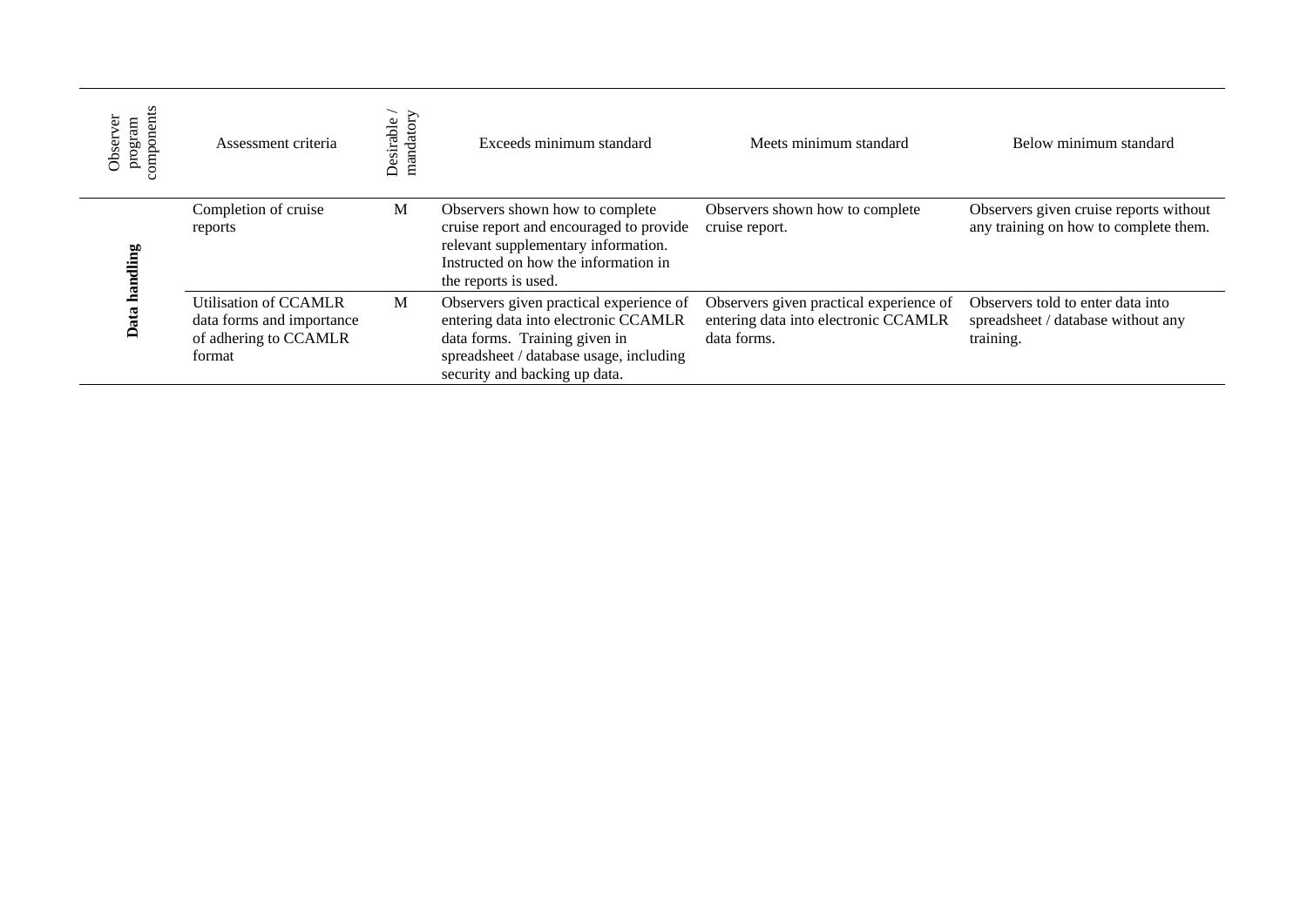| Observer program components | Assessment criteria | Desirable / mandatory | Exceeds minimum standard | Meets minimum standard | Below minimum standard |
| --- | --- | --- | --- | --- | --- |
| **Data handling** | Completion of cruise reports | M | Observers shown how to complete cruise report and encouraged to provide relevant supplementary information. Instructed on how the information in the reports is used. | Observers shown how to complete cruise report. | Observers given cruise reports without any training on how to complete them. |
| | Utilisation of CCAMLR data forms and importance of adhering to CCAMLR format | M | Observers given practical experience of entering data into electronic CCAMLR data forms. Training given in spreadsheet / database usage, including security and backing up data. | Observers given practical experience of entering data into electronic CCAMLR data forms. | Observers told to enter data into spreadsheet / database without any training. |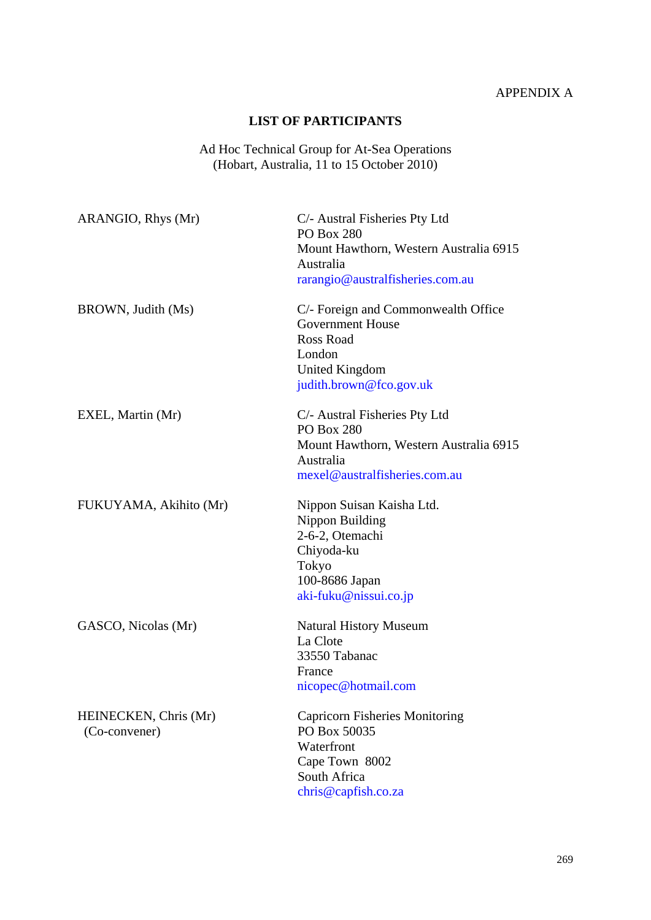APPENDIX A

## LIST OF PARTICIPANTS

Ad Hoc Technical Group for At-Sea Operations
(Hobart, Australia, 11 to 15 October 2010)

| | |
|---|---|
| ARANGIO, Rhys (Mr) | C/- Austral Fisheries Pty Ltd<br>PO Box 280<br>Mount Hawthorn, Western Australia 6915<br>Australia<br>rarangio@australfisheries.com.au |
| BROWN, Judith (Ms) | C/- Foreign and Commonwealth Office<br>Government House<br>Ross Road<br>London<br>United Kingdom<br>judith.brown@fco.gov.uk |
| EXEL, Martin (Mr) | C/- Austral Fisheries Pty Ltd<br>PO Box 280<br>Mount Hawthorn, Western Australia 6915<br>Australia<br>mexel@australfisheries.com.au |
| FUKUYAMA, Akihito (Mr) | Nippon Suisan Kaisha Ltd.<br>Nippon Building<br>2-6-2, Otemachi<br>Chiyoda-ku<br>Tokyo<br>100-8686 Japan<br>aki-fuku@nissui.co.jp |
| GASCO, Nicolas (Mr) | Natural History Museum<br>La Clote<br>33550 Tabanac<br>France<br>nicopec@hotmail.com |
| HEINECKEN, Chris (Mr)<br>(Co-convener) | Capricorn Fisheries Monitoring<br>PO Box 50035<br>Waterfront<br>Cape Town 8002<br>South Africa<br>chris@capfish.co.za |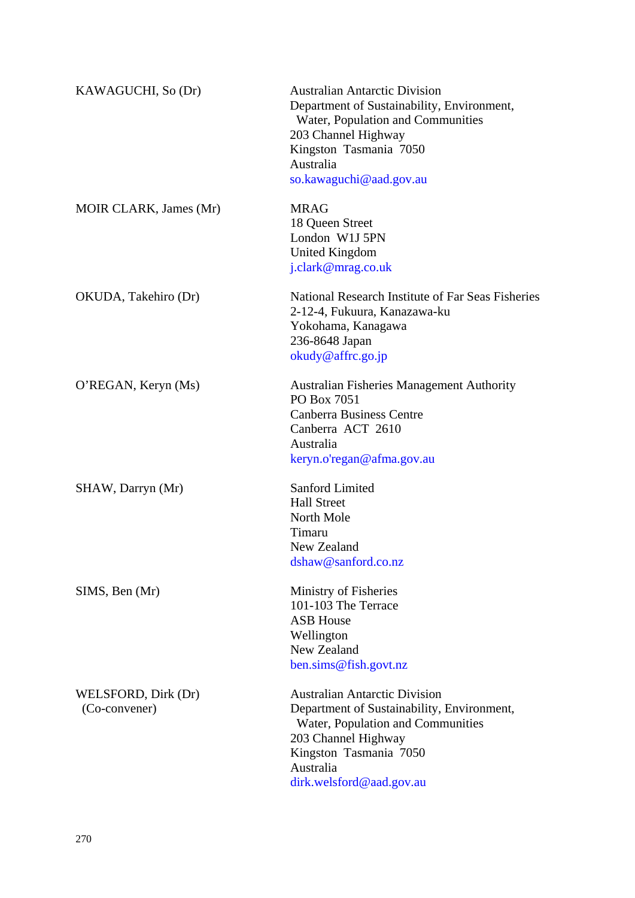| | |
|---|---|
| KAWAGUCHI, So (Dr) | Australian Antarctic Division<br>Department of Sustainability, Environment, Water, Population and Communities<br>203 Channel Highway<br>Kingston Tasmania 7050<br>Australia<br>so.kawaguchi@aad.gov.au |
| MOIR CLARK, James (Mr) | MRAG<br>18 Queen Street<br>London W1J 5PN<br>United Kingdom<br>j.clark@mrag.co.uk |
| OKUDA, Takehiro (Dr) | National Research Institute of Far Seas Fisheries<br>2-12-4, Fukuura, Kanazawa-ku<br>Yokohama, Kanagawa<br>236-8648 Japan<br>okudy@affrc.go.jp |
| O'REGAN, Keryn (Ms) | Australian Fisheries Management Authority<br>PO Box 7051<br>Canberra Business Centre<br>Canberra ACT 2610<br>Australia<br>keryn.o'regan@afma.gov.au |
| SHAW, Darryn (Mr) | Sanford Limited<br>Hall Street<br>North Mole<br>Timaru<br>New Zealand<br>dshaw@sanford.co.nz |
| SIMS, Ben (Mr) | Ministry of Fisheries<br>101-103 The Terrace<br>ASB House<br>Wellington<br>New Zealand<br>ben.sims@fish.govt.nz |
| WELSFORD, Dirk (Dr)<br>(Co-convener) | Australian Antarctic Division<br>Department of Sustainability, Environment, Water, Population and Communities<br>203 Channel Highway<br>Kingston Tasmania 7050<br>Australia<br>dirk.welsford@aad.gov.au |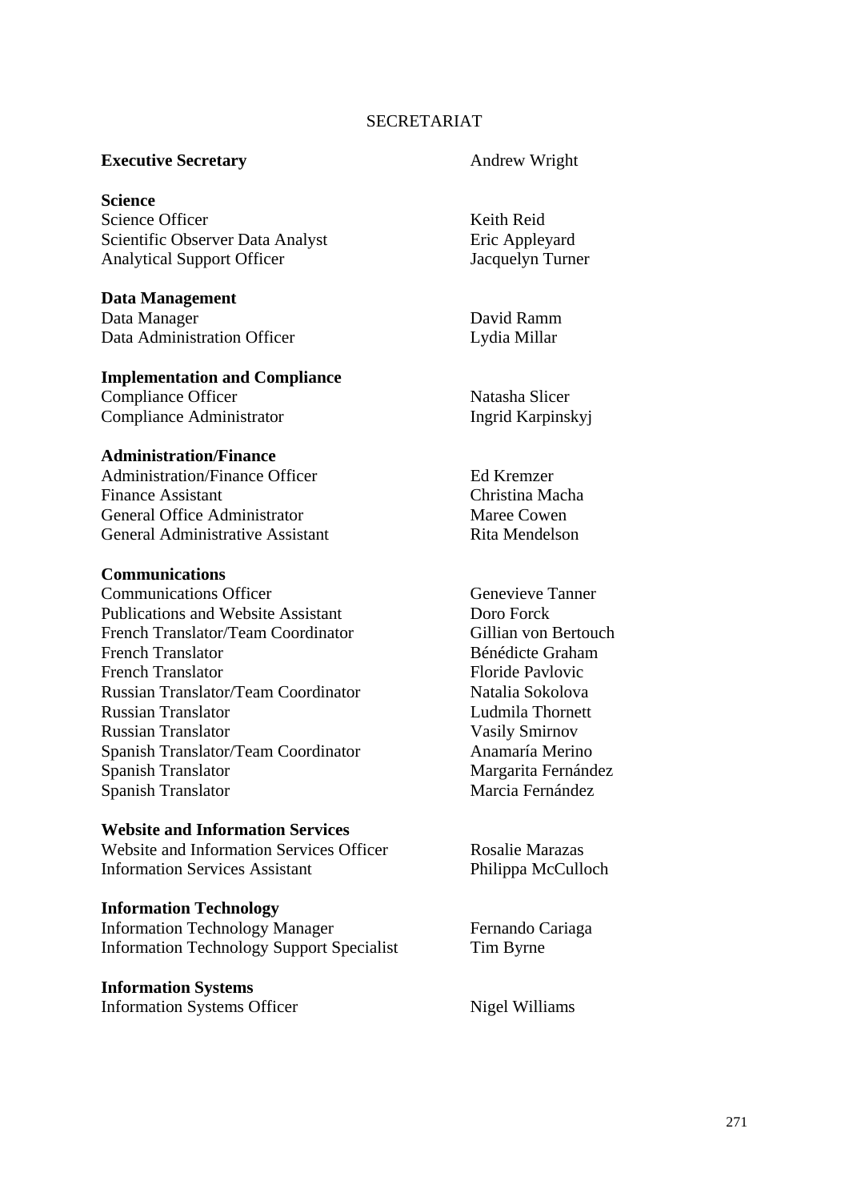# SECRETARIAT

| | |
|---|---|
| **Executive Secretary** | Andrew Wright |
| **Science** | |
| Science Officer | Keith Reid |
| Scientific Observer Data Analyst | Eric Appleyard |
| Analytical Support Officer | Jacquelyn Turner |
| **Data Management** | |
| Data Manager | David Ramm |
| Data Administration Officer | Lydia Millar |
| **Implementation and Compliance** | |
| Compliance Officer | Natasha Slicer |
| Compliance Administrator | Ingrid Karpinskyj |
| **Administration/Finance** | |
| Administration/Finance Officer | Ed Kremzer |
| Finance Assistant | Christina Macha |
| General Office Administrator | Maree Cowen |
| General Administrative Assistant | Rita Mendelson |
| **Communications** | |
| Communications Officer | Genevieve Tanner |
| Publications and Website Assistant | Doro Forck |
| French Translator/Team Coordinator | Gillian von Bertouch |
| French Translator | Bénédicte Graham |
| French Translator | Floride Pavlovic |
| Russian Translator/Team Coordinator | Natalia Sokolova |
| Russian Translator | Ludmila Thornett |
| Russian Translator | Vasily Smirnov |
| Spanish Translator/Team Coordinator | Anamaría Merino |
| Spanish Translator | Margarita Fernández |
| Spanish Translator | Marcia Fernández |
| **Website and Information Services** | |
| Website and Information Services Officer | Rosalie Marazas |
| Information Services Assistant | Philippa McCulloch |
| **Information Technology** | |
| Information Technology Manager | Fernando Cariaga |
| Information Technology Support Specialist | Tim Byrne |
| **Information Systems** | |
| Information Systems Officer | Nigel Williams |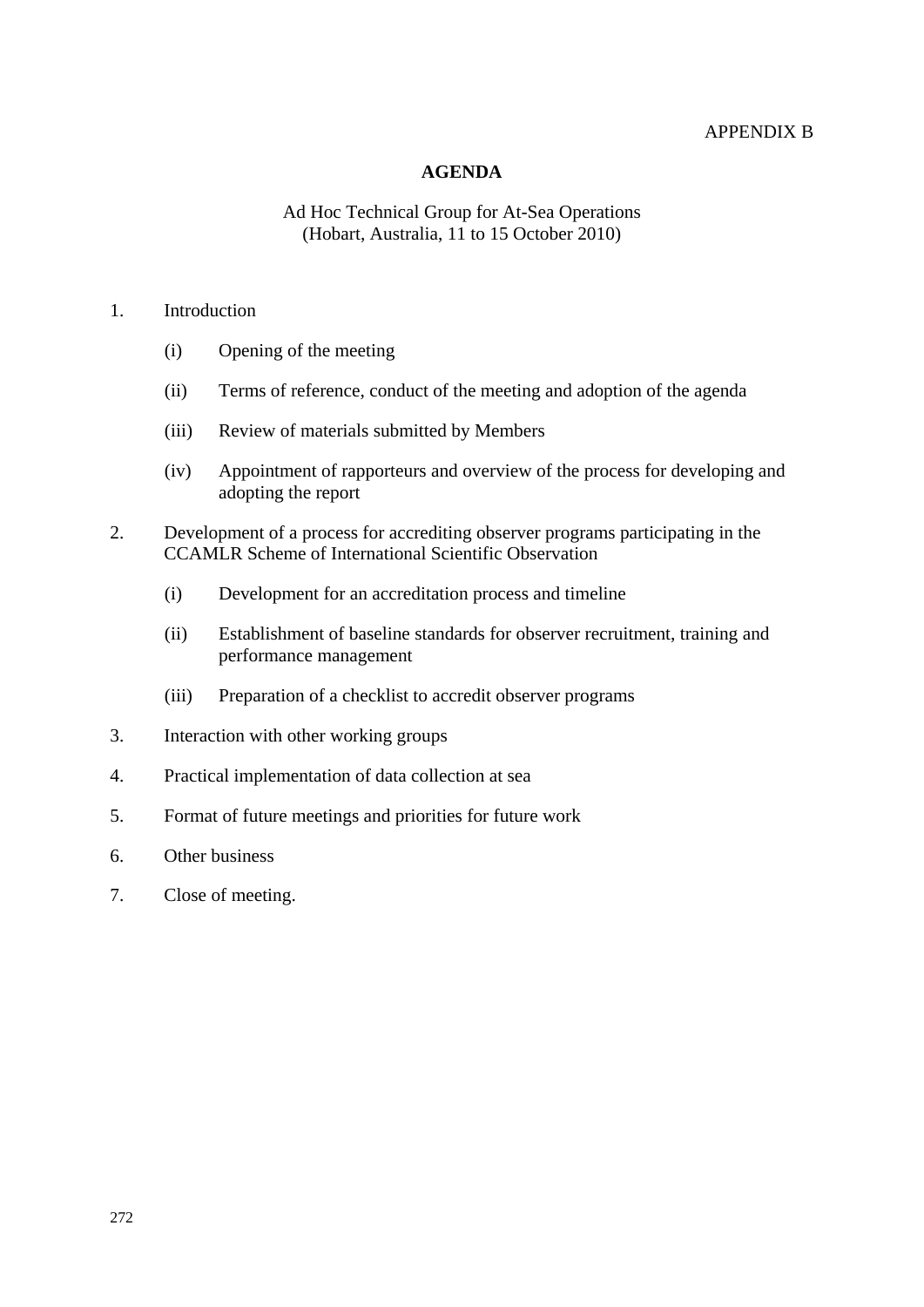APPENDIX B

# AGENDA

Ad Hoc Technical Group for At-Sea Operations
(Hobart, Australia, 11 to 15 October 2010)

1. Introduction

    (i) Opening of the meeting

    (ii) Terms of reference, conduct of the meeting and adoption of the agenda

    (iii) Review of materials submitted by Members

    (iv) Appointment of rapporteurs and overview of the process for developing and adopting the report

2. Development of a process for accrediting observer programs participating in the CCAMLR Scheme of International Scientific Observation

    (i) Development for an accreditation process and timeline

    (ii) Establishment of baseline standards for observer recruitment, training and performance management

    (iii) Preparation of a checklist to accredit observer programs

3. Interaction with other working groups

4. Practical implementation of data collection at sea

5. Format of future meetings and priorities for future work

6. Other business

7. Close of meeting.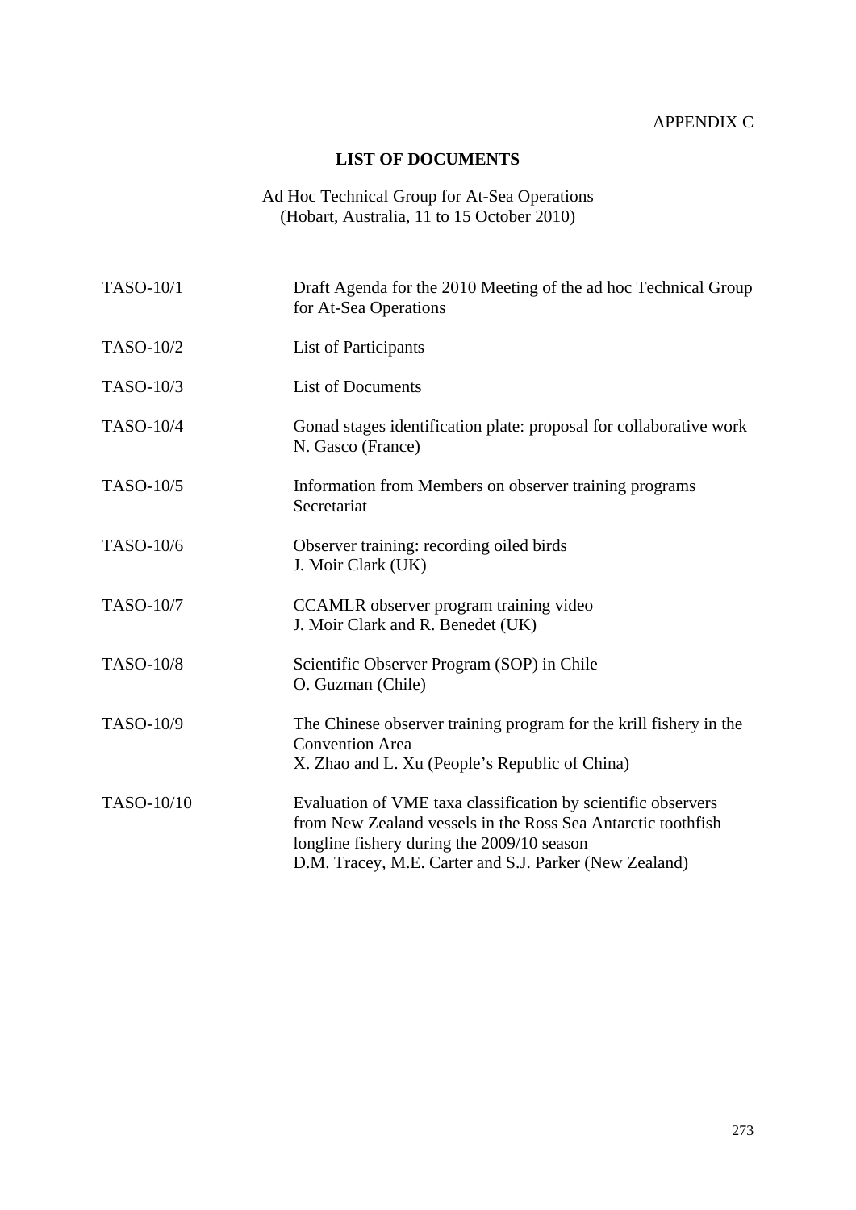APPENDIX C

# LIST OF DOCUMENTS

Ad Hoc Technical Group for At-Sea Operations
(Hobart, Australia, 11 to 15 October 2010)

| | |
|---|---|
| TASO-10/1 | Draft Agenda for the 2010 Meeting of the ad hoc Technical Group for At-Sea Operations |
| TASO-10/2 | List of Participants |
| TASO-10/3 | List of Documents |
| TASO-10/4 | Gonad stages identification plate: proposal for collaborative work<br>N. Gasco (France) |
| TASO-10/5 | Information from Members on observer training programs<br>Secretariat |
| TASO-10/6 | Observer training: recording oiled birds<br>J. Moir Clark (UK) |
| TASO-10/7 | CCAMLR observer program training video<br>J. Moir Clark and R. Benedet (UK) |
| TASO-10/8 | Scientific Observer Program (SOP) in Chile<br>O. Guzman (Chile) |
| TASO-10/9 | The Chinese observer training program for the krill fishery in the Convention Area<br>X. Zhao and L. Xu (People's Republic of China) |
| TASO-10/10 | Evaluation of VME taxa classification by scientific observers from New Zealand vessels in the Ross Sea Antarctic toothfish longline fishery during the 2009/10 season<br>D.M. Tracey, M.E. Carter and S.J. Parker (New Zealand) |